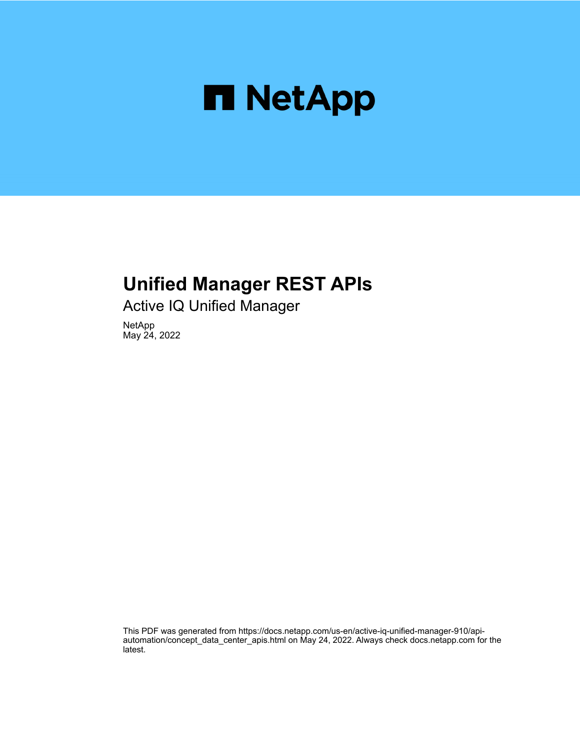# Unified Manager REST APIs

Active IQ Unified Manager

NetApp
May 24, 2022

This PDF was generated from https://docs.netapp.com/us-en/active-iq-unified-manager-910/api-automation/concept_data_center_apis.html on May 24, 2022. Always check docs.netapp.com for the latest.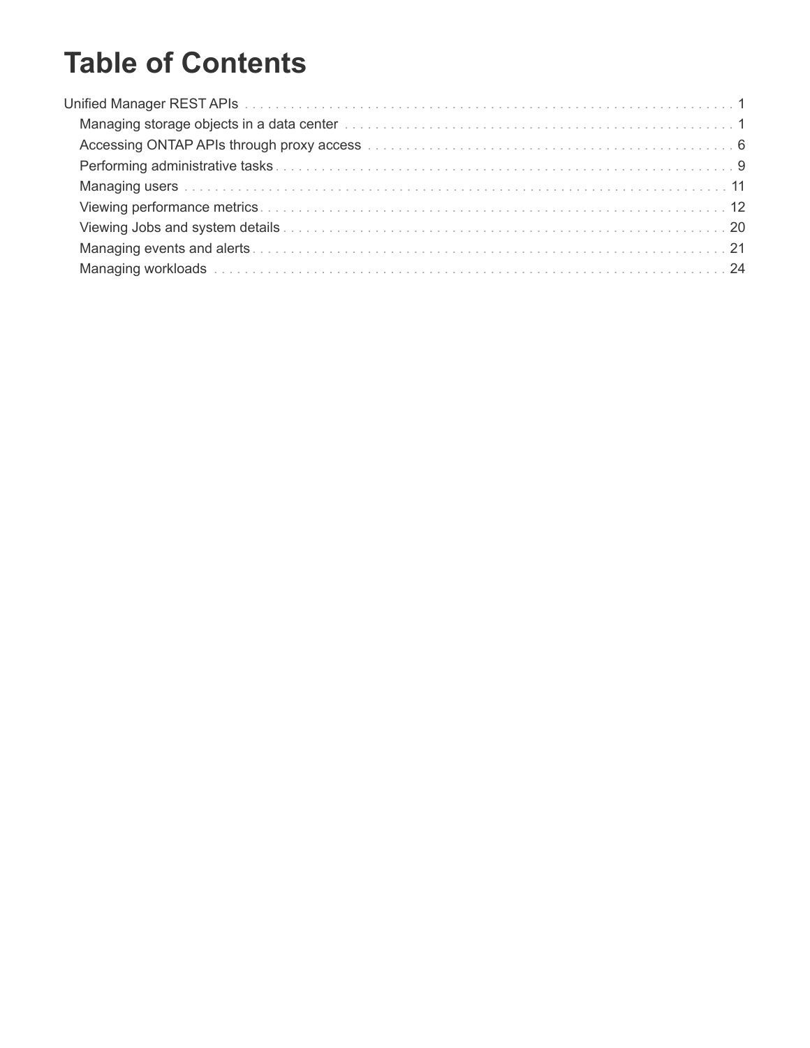# Table of Contents

- Unified Manager REST APIs . . . . . . . . . . . . . . . . . . . . . . . . . . . . . . . . . . . . . . . . . . . . . . . . . . . . . . . . . . . . . 1
  - Managing storage objects in a data center . . . . . . . . . . . . . . . . . . . . . . . . . . . . . . . . . . . . . . . . . . . . . . . 1
  - Accessing ONTAP APIs through proxy access . . . . . . . . . . . . . . . . . . . . . . . . . . . . . . . . . . . . . . . . . . . . 6
  - Performing administrative tasks . . . . . . . . . . . . . . . . . . . . . . . . . . . . . . . . . . . . . . . . . . . . . . . . . . . . 9
  - Managing users . . . . . . . . . . . . . . . . . . . . . . . . . . . . . . . . . . . . . . . . . . . . . . . . . . . . . . . . . . . . . . 11
  - Viewing performance metrics . . . . . . . . . . . . . . . . . . . . . . . . . . . . . . . . . . . . . . . . . . . . . . . . . . . . . . 12
  - Viewing Jobs and system details . . . . . . . . . . . . . . . . . . . . . . . . . . . . . . . . . . . . . . . . . . . . . . . . . . . 20
  - Managing events and alerts . . . . . . . . . . . . . . . . . . . . . . . . . . . . . . . . . . . . . . . . . . . . . . . . . . . . . . 21
  - Managing workloads . . . . . . . . . . . . . . . . . . . . . . . . . . . . . . . . . . . . . . . . . . . . . . . . . . . . . . . . . . . 24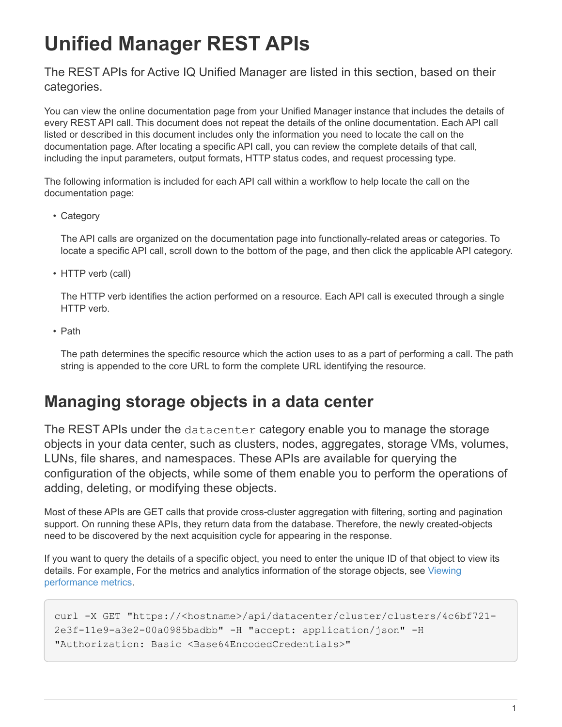# Unified Manager REST APIs

The REST APIs for Active IQ Unified Manager are listed in this section, based on their categories.

You can view the online documentation page from your Unified Manager instance that includes the details of every REST API call. This document does not repeat the details of the online documentation. Each API call listed or described in this document includes only the information you need to locate the call on the documentation page. After locating a specific API call, you can review the complete details of that call, including the input parameters, output formats, HTTP status codes, and request processing type.

The following information is included for each API call within a workflow to help locate the call on the documentation page:

- Category

  The API calls are organized on the documentation page into functionally-related areas or categories. To locate a specific API call, scroll down to the bottom of the page, and then click the applicable API category.

- HTTP verb (call)

  The HTTP verb identifies the action performed on a resource. Each API call is executed through a single HTTP verb.

- Path

  The path determines the specific resource which the action uses to as a part of performing a call. The path string is appended to the core URL to form the complete URL identifying the resource.

## Managing storage objects in a data center

The REST APIs under the `datacenter` category enable you to manage the storage objects in your data center, such as clusters, nodes, aggregates, storage VMs, volumes, LUNs, file shares, and namespaces. These APIs are available for querying the configuration of the objects, while some of them enable you to perform the operations of adding, deleting, or modifying these objects.

Most of these APIs are GET calls that provide cross-cluster aggregation with filtering, sorting and pagination support. On running these APIs, they return data from the database. Therefore, the newly created-objects need to be discovered by the next acquisition cycle for appearing in the response.

If you want to query the details of a specific object, you need to enter the unique ID of that object to view its details. For example, For the metrics and analytics information of the storage objects, see Viewing performance metrics.

```
curl -X GET "https://<hostname>/api/datacenter/cluster/clusters/4c6bf721-2e3f-11e9-a3e2-00a0985badbb" -H "accept: application/json" -H "Authorization: Basic <Base64EncodedCredentials>"
```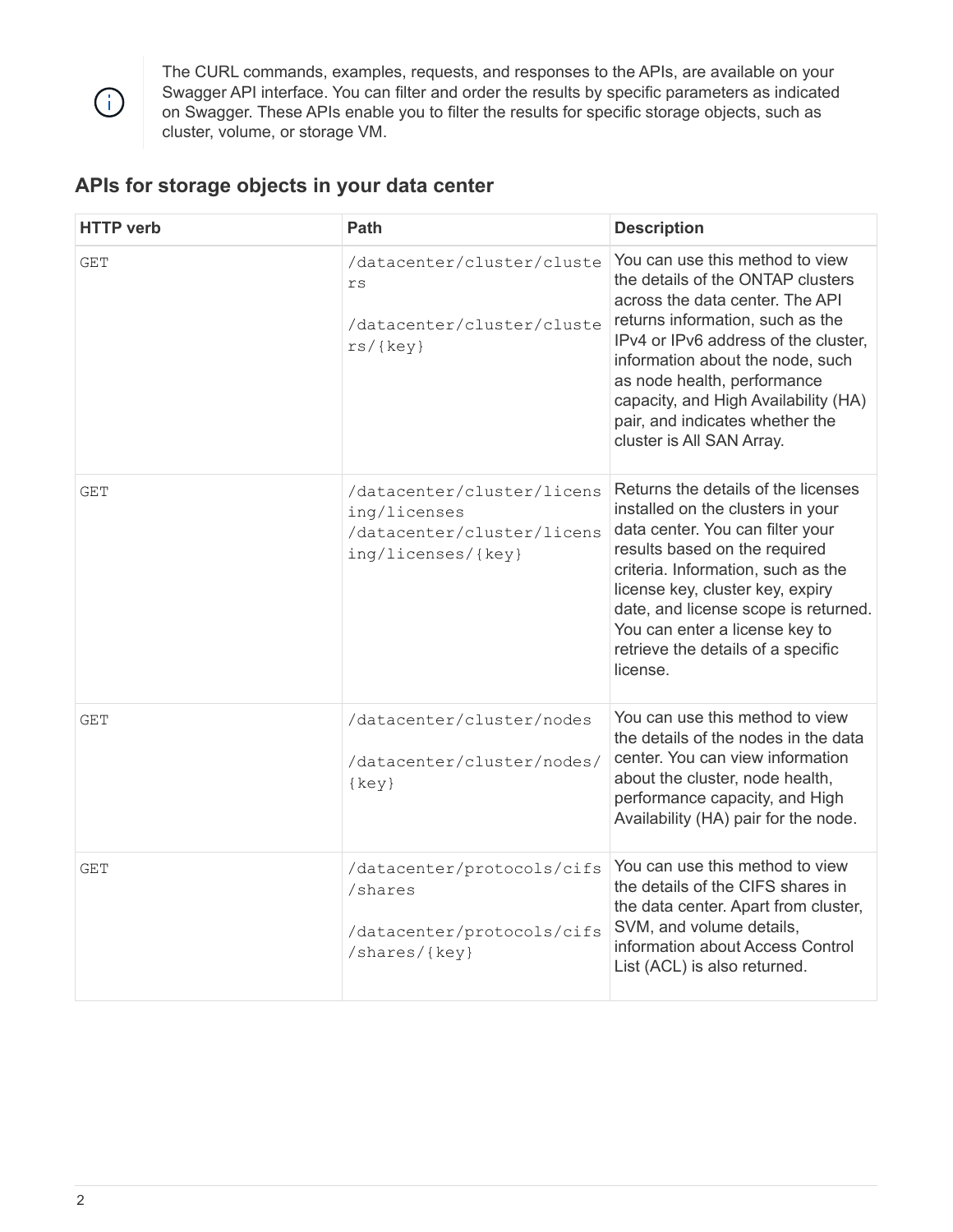The CURL commands, examples, requests, and responses to the APIs, are available on your Swagger API interface. You can filter and order the results by specific parameters as indicated on Swagger. These APIs enable you to filter the results for specific storage objects, such as cluster, volume, or storage VM.

## APIs for storage objects in your data center

| HTTP verb | Path | Description |
| --- | --- | --- |
| GET | /datacenter/cluster/clusters<br><br>/datacenter/cluster/clusters/{key} | You can use this method to view the details of the ONTAP clusters across the data center. The API returns information, such as the IPv4 or IPv6 address of the cluster, information about the node, such as node health, performance capacity, and High Availability (HA) pair, and indicates whether the cluster is All SAN Array. |
| GET | /datacenter/cluster/licensing/licenses<br>/datacenter/cluster/licensing/licenses/{key} | Returns the details of the licenses installed on the clusters in your data center. You can filter your results based on the required criteria. Information, such as the license key, cluster key, expiry date, and license scope is returned. You can enter a license key to retrieve the details of a specific license. |
| GET | /datacenter/cluster/nodes<br><br>/datacenter/cluster/nodes/{key} | You can use this method to view the details of the nodes in the data center. You can view information about the cluster, node health, performance capacity, and High Availability (HA) pair for the node. |
| GET | /datacenter/protocols/cifs/shares<br><br>/datacenter/protocols/cifs/shares/{key} | You can use this method to view the details of the CIFS shares in the data center. Apart from cluster, SVM, and volume details, information about Access Control List (ACL) is also returned. |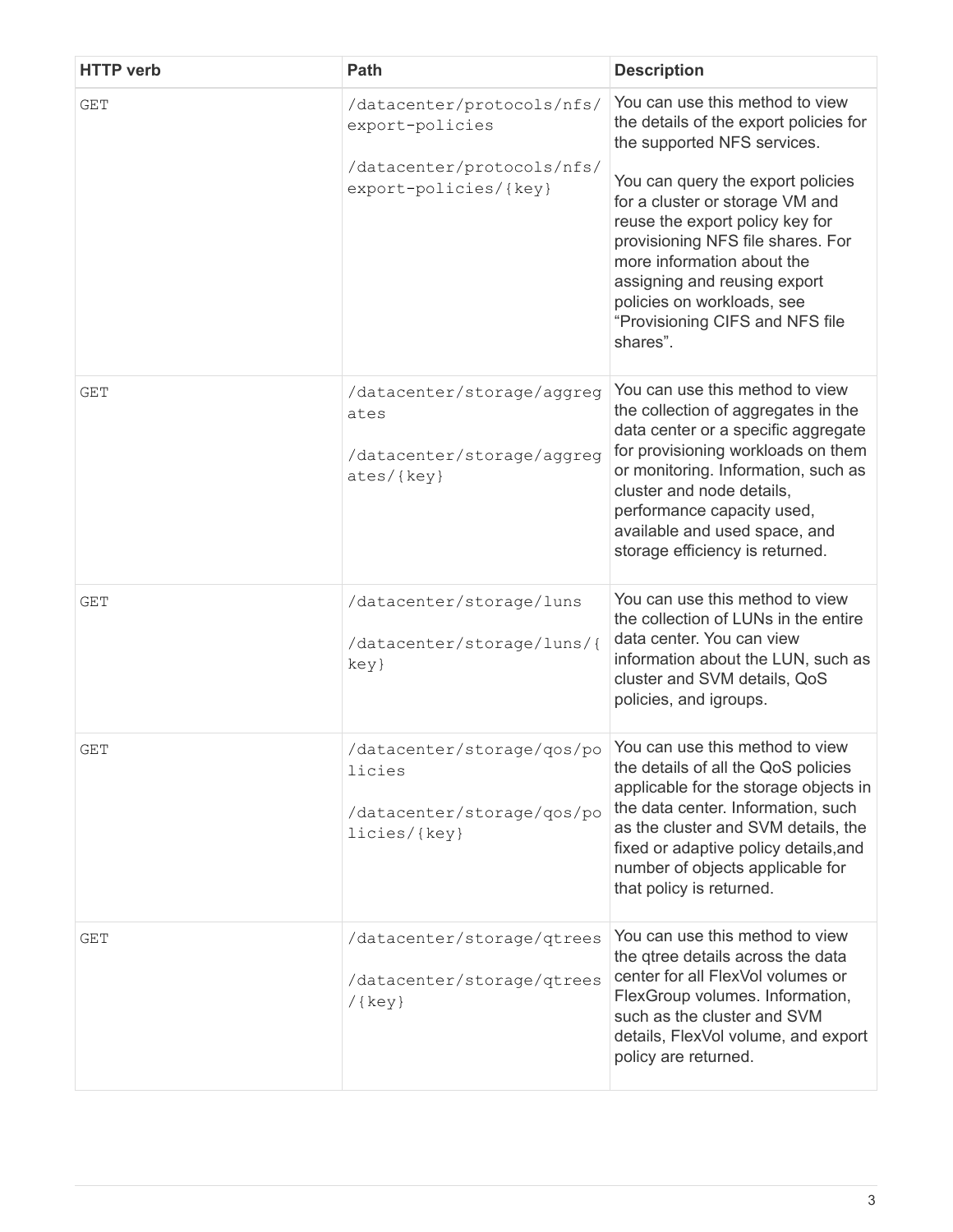| HTTP verb | Path | Description |
| --- | --- | --- |
| GET | /datacenter/protocols/nfs/export-policies<br><br>/datacenter/protocols/nfs/export-policies/{key} | You can use this method to view the details of the export policies for the supported NFS services.<br><br>You can query the export policies for a cluster or storage VM and reuse the export policy key for provisioning NFS file shares. For more information about the assigning and reusing export policies on workloads, see "Provisioning CIFS and NFS file shares". |
| GET | /datacenter/storage/aggregates<br><br>/datacenter/storage/aggregates/{key} | You can use this method to view the collection of aggregates in the data center or a specific aggregate for provisioning workloads on them or monitoring. Information, such as cluster and node details, performance capacity used, available and used space, and storage efficiency is returned. |
| GET | /datacenter/storage/luns<br><br>/datacenter/storage/luns/{key} | You can use this method to view the collection of LUNs in the entire data center. You can view information about the LUN, such as cluster and SVM details, QoS policies, and igroups. |
| GET | /datacenter/storage/qos/policies<br><br>/datacenter/storage/qos/policies/{key} | You can use this method to view the details of all the QoS policies applicable for the storage objects in the data center. Information, such as the cluster and SVM details, the fixed or adaptive policy details,and number of objects applicable for that policy is returned. |
| GET | /datacenter/storage/qtrees<br><br>/datacenter/storage/qtrees/{key} | You can use this method to view the qtree details across the data center for all FlexVol volumes or FlexGroup volumes. Information, such as the cluster and SVM details, FlexVol volume, and export policy are returned. |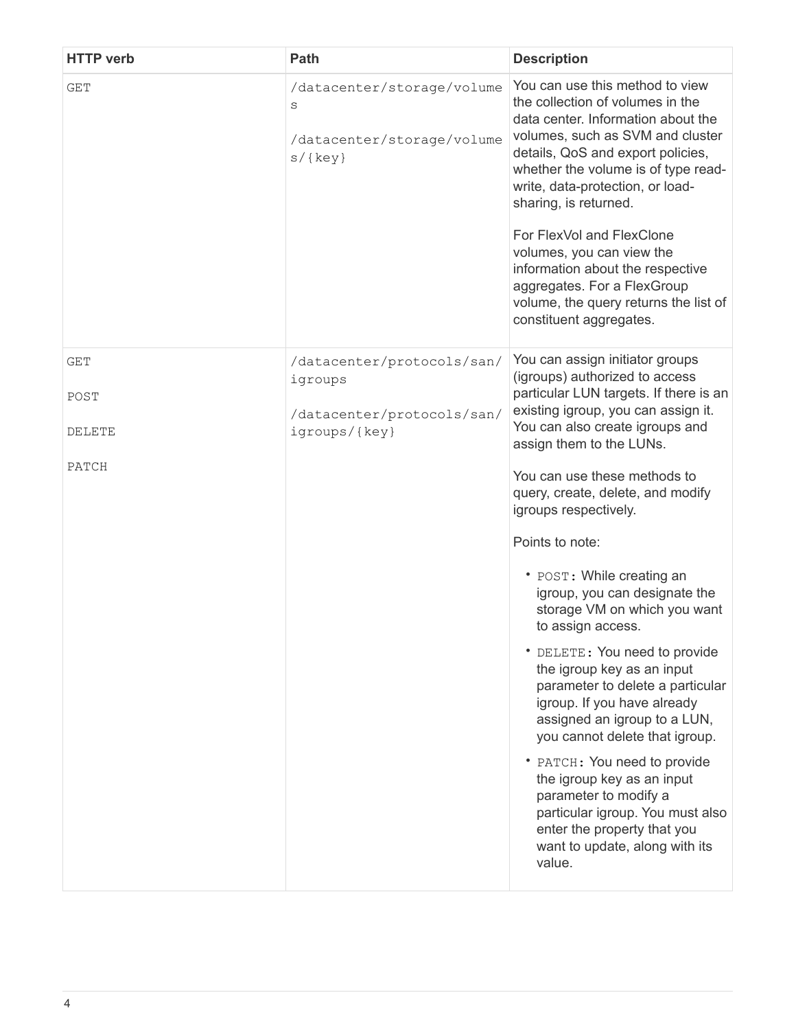| HTTP verb | Path | Description |
| --- | --- | --- |
| GET | /datacenter/storage/volumes<br><br>/datacenter/storage/volumes/{key} | You can use this method to view the collection of volumes in the data center. Information about the volumes, such as SVM and cluster details, QoS and export policies, whether the volume is of type read-write, data-protection, or load-sharing, is returned.<br><br>For FlexVol and FlexClone volumes, you can view the information about the respective aggregates. For a FlexGroup volume, the query returns the list of constituent aggregates. |
| GET<br><br>POST<br><br>DELETE<br><br>PATCH | /datacenter/protocols/san/igroups<br><br>/datacenter/protocols/san/igroups/{key} | You can assign initiator groups (igroups) authorized to access particular LUN targets. If there is an existing igroup, you can assign it. You can also create igroups and assign them to the LUNs.<br><br>You can use these methods to query, create, delete, and modify igroups respectively.<br><br>Points to note:<br><br>• `POST`: While creating an igroup, you can designate the storage VM on which you want to assign access.<br><br>• `DELETE`: You need to provide the igroup key as an input parameter to delete a particular igroup. If you have already assigned an igroup to a LUN, you cannot delete that igroup.<br><br>• `PATCH`: You need to provide the igroup key as an input parameter to modify a particular igroup. You must also enter the property that you want to update, along with its value. |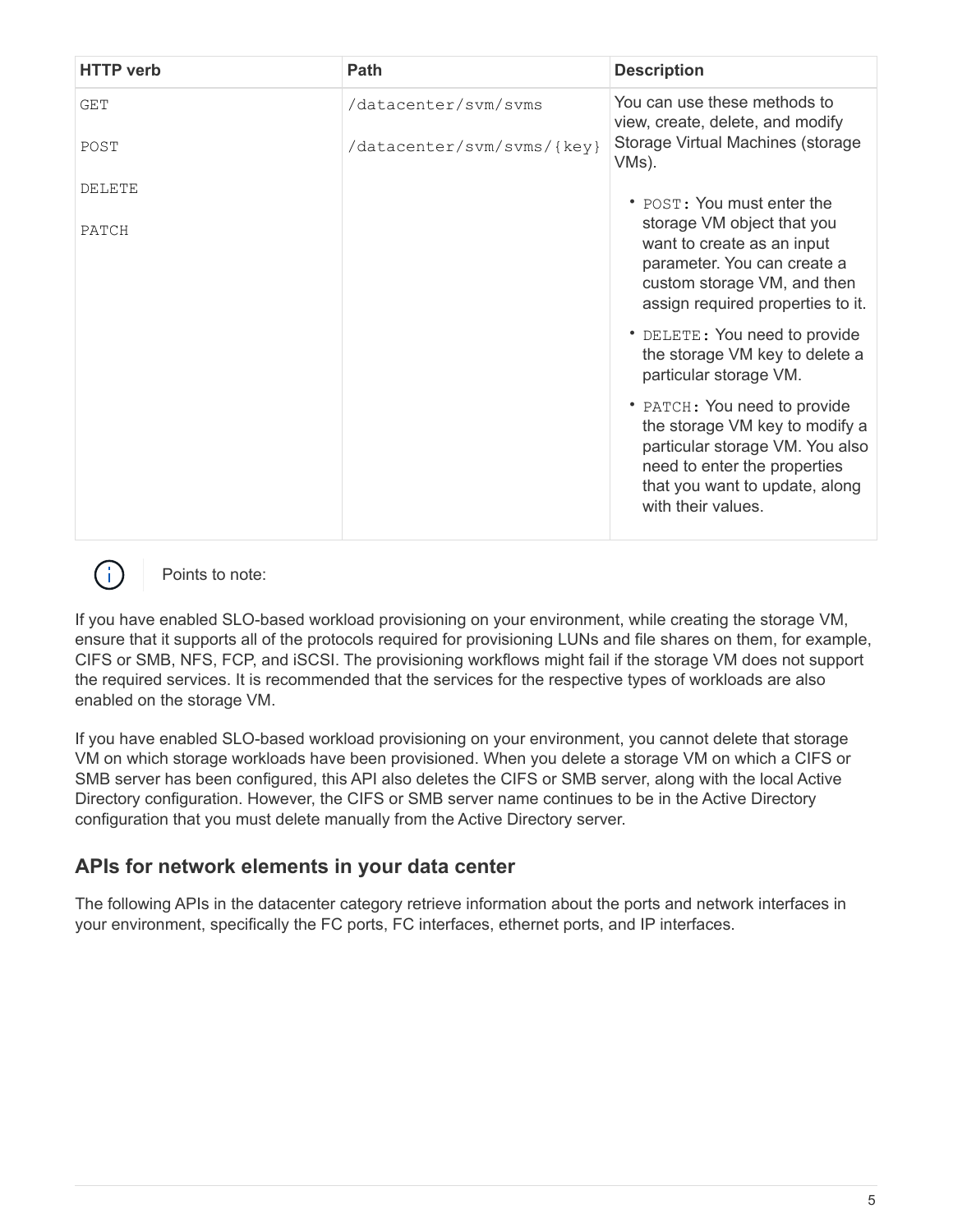| HTTP verb | Path | Description |
| --- | --- | --- |
| GET<br><br>POST<br><br>DELETE<br><br>PATCH | /datacenter/svm/svms<br><br>/datacenter/svm/svms/{key} | You can use these methods to view, create, delete, and modify Storage Virtual Machines (storage VMs).<br><br>• POST: You must enter the storage VM object that you want to create as an input parameter. You can create a custom storage VM, and then assign required properties to it.<br>• DELETE: You need to provide the storage VM key to delete a particular storage VM.<br>• PATCH: You need to provide the storage VM key to modify a particular storage VM. You also need to enter the properties that you want to update, along with their values. |

> Points to note:

If you have enabled SLO-based workload provisioning on your environment, while creating the storage VM, ensure that it supports all of the protocols required for provisioning LUNs and file shares on them, for example, CIFS or SMB, NFS, FCP, and iSCSI. The provisioning workflows might fail if the storage VM does not support the required services. It is recommended that the services for the respective types of workloads are also enabled on the storage VM.

If you have enabled SLO-based workload provisioning on your environment, you cannot delete that storage VM on which storage workloads have been provisioned. When you delete a storage VM on which a CIFS or SMB server has been configured, this API also deletes the CIFS or SMB server, along with the local Active Directory configuration. However, the CIFS or SMB server name continues to be in the Active Directory configuration that you must delete manually from the Active Directory server.

## APIs for network elements in your data center

The following APIs in the datacenter category retrieve information about the ports and network interfaces in your environment, specifically the FC ports, FC interfaces, ethernet ports, and IP interfaces.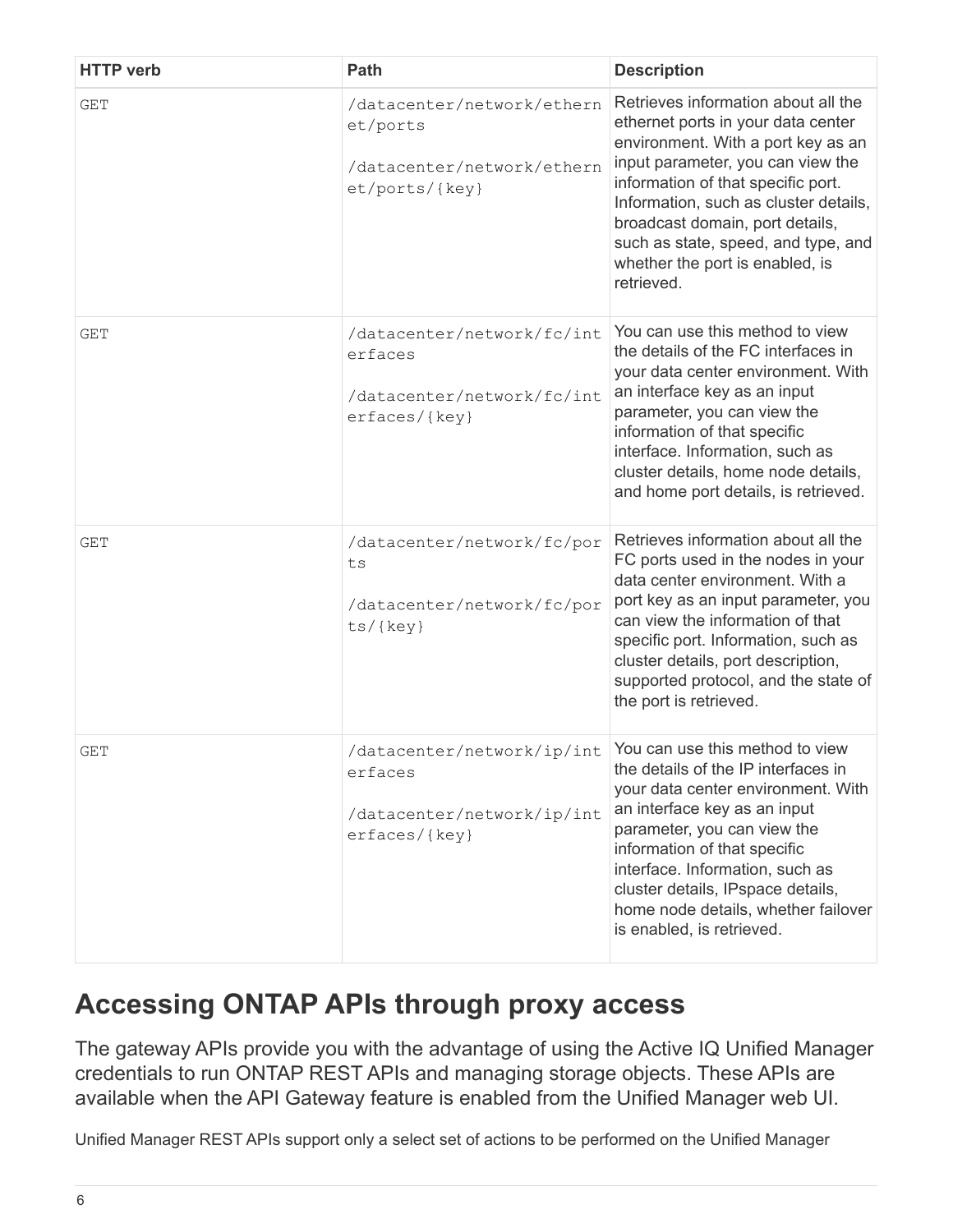| HTTP verb | Path | Description |
| --- | --- | --- |
| GET | `/datacenter/network/ethernet/ports`<br><br>`/datacenter/network/ethernet/ports/{key}` | Retrieves information about all the ethernet ports in your data center environment. With a port key as an input parameter, you can view the information of that specific port. Information, such as cluster details, broadcast domain, port details, such as state, speed, and type, and whether the port is enabled, is retrieved. |
| GET | `/datacenter/network/fc/interfaces`<br><br>`/datacenter/network/fc/interfaces/{key}` | You can use this method to view the details of the FC interfaces in your data center environment. With an interface key as an input parameter, you can view the information of that specific interface. Information, such as cluster details, home node details, and home port details, is retrieved. |
| GET | `/datacenter/network/fc/ports`<br><br>`/datacenter/network/fc/ports/{key}` | Retrieves information about all the FC ports used in the nodes in your data center environment. With a port key as an input parameter, you can view the information of that specific port. Information, such as cluster details, port description, supported protocol, and the state of the port is retrieved. |
| GET | `/datacenter/network/ip/interfaces`<br><br>`/datacenter/network/ip/interfaces/{key}` | You can use this method to view the details of the IP interfaces in your data center environment. With an interface key as an input parameter, you can view the information of that specific interface. Information, such as cluster details, IPspace details, home node details, whether failover is enabled, is retrieved. |

## Accessing ONTAP APIs through proxy access

The gateway APIs provide you with the advantage of using the Active IQ Unified Manager credentials to run ONTAP REST APIs and managing storage objects. These APIs are available when the API Gateway feature is enabled from the Unified Manager web UI.

Unified Manager REST APIs support only a select set of actions to be performed on the Unified Manager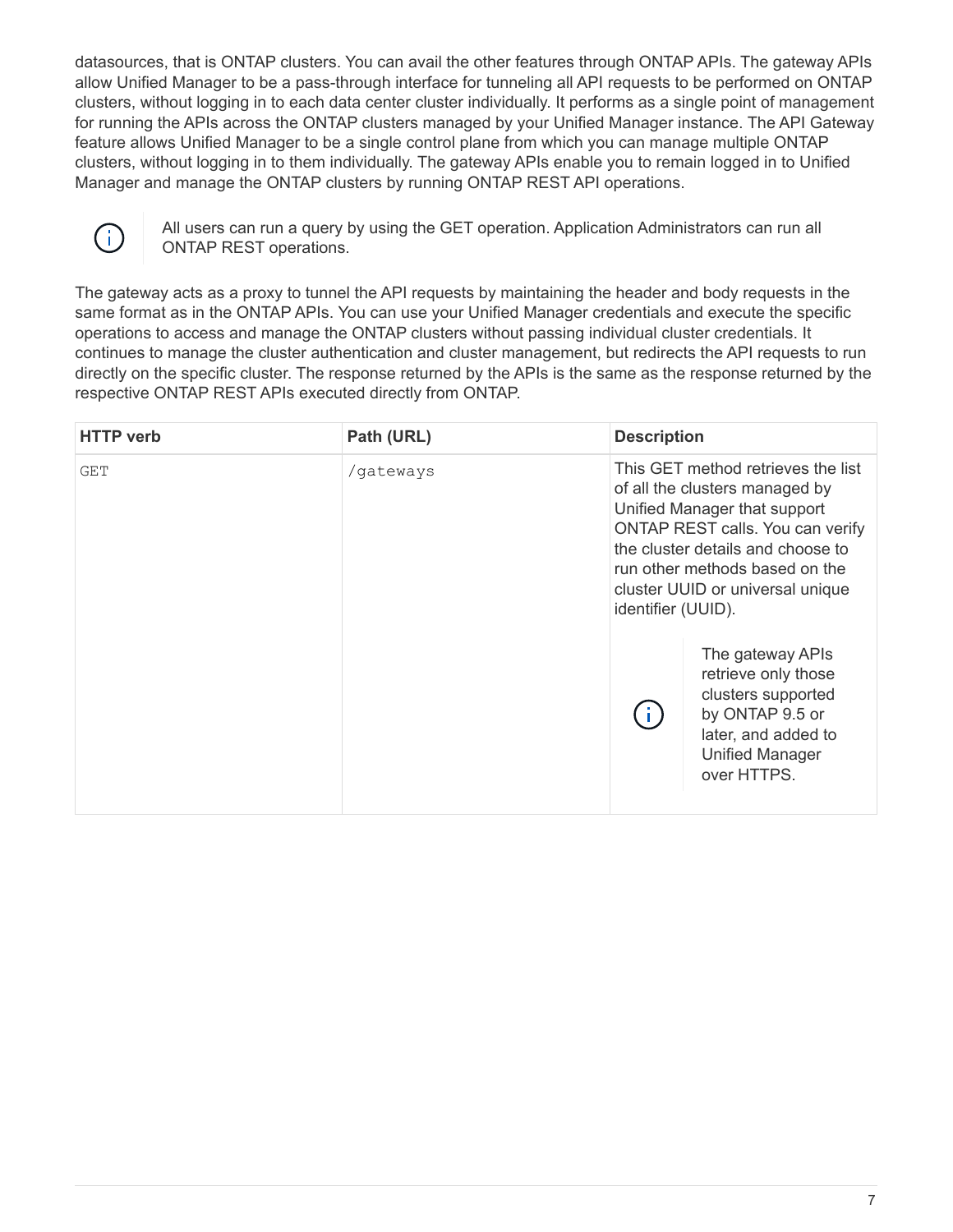datasources, that is ONTAP clusters. You can avail the other features through ONTAP APIs. The gateway APIs allow Unified Manager to be a pass-through interface for tunneling all API requests to be performed on ONTAP clusters, without logging in to each data center cluster individually. It performs as a single point of management for running the APIs across the ONTAP clusters managed by your Unified Manager instance. The API Gateway feature allows Unified Manager to be a single control plane from which you can manage multiple ONTAP clusters, without logging in to them individually. The gateway APIs enable you to remain logged in to Unified Manager and manage the ONTAP clusters by running ONTAP REST API operations.

> All users can run a query by using the GET operation. Application Administrators can run all ONTAP REST operations.

The gateway acts as a proxy to tunnel the API requests by maintaining the header and body requests in the same format as in the ONTAP APIs. You can use your Unified Manager credentials and execute the specific operations to access and manage the ONTAP clusters without passing individual cluster credentials. It continues to manage the cluster authentication and cluster management, but redirects the API requests to run directly on the specific cluster. The response returned by the APIs is the same as the response returned by the respective ONTAP REST APIs executed directly from ONTAP.

| HTTP verb | Path (URL) | Description |
| --- | --- | --- |
| `GET` | `/gateways` | This GET method retrieves the list of all the clusters managed by Unified Manager that support ONTAP REST calls. You can verify the cluster details and choose to run other methods based on the cluster UUID or universal unique identifier (UUID). <br><br> The gateway APIs retrieve only those clusters supported by ONTAP 9.5 or later, and added to Unified Manager over HTTPS. |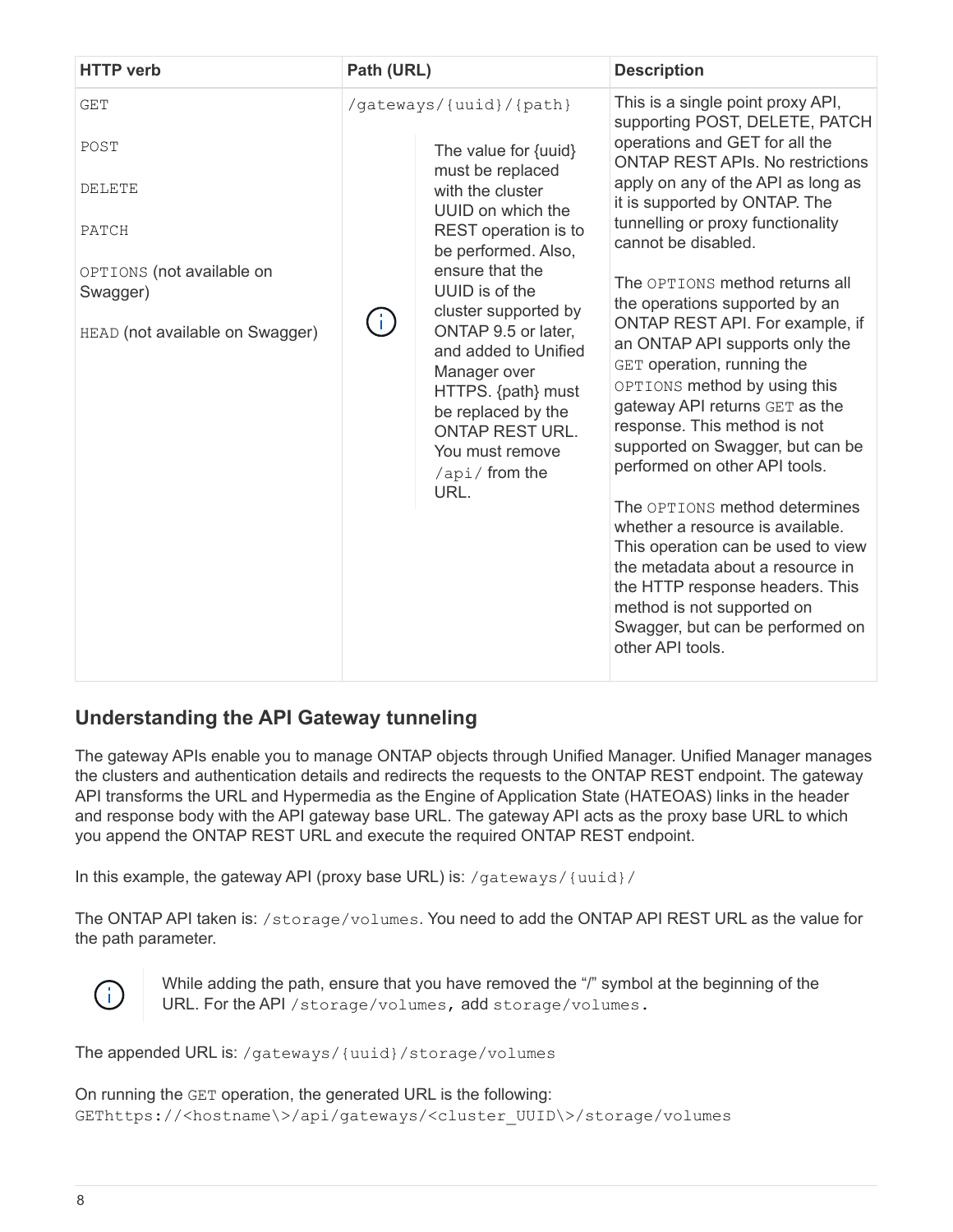| HTTP verb | Path (URL) | Description |
| --- | --- | --- |
| `GET`<br><br>`POST`<br><br>`DELETE`<br><br>`PATCH`<br><br>`OPTIONS` (not available on Swagger)<br><br>`HEAD` (not available on Swagger) | `/gateways/{uuid}/{path}`<br><br>The value for {uuid} must be replaced with the cluster UUID on which the REST operation is to be performed. Also, ensure that the UUID is of the cluster supported by ONTAP 9.5 or later, and added to Unified Manager over HTTPS. {path} must be replaced by the ONTAP REST URL. You must remove `/api/` from the URL. | This is a single point proxy API, supporting POST, DELETE, PATCH operations and GET for all the ONTAP REST APIs. No restrictions apply on any of the API as long as it is supported by ONTAP. The tunnelling or proxy functionality cannot be disabled.<br><br>The `OPTIONS` method returns all the operations supported by an ONTAP REST API. For example, if an ONTAP API supports only the `GET` operation, running the `OPTIONS` method by using this gateway API returns `GET` as the response. This method is not supported on Swagger, but can be performed on other API tools.<br><br>The `OPTIONS` method determines whether a resource is available. This operation can be used to view the metadata about a resource in the HTTP response headers. This method is not supported on Swagger, but can be performed on other API tools. |

## Understanding the API Gateway tunneling

The gateway APIs enable you to manage ONTAP objects through Unified Manager. Unified Manager manages the clusters and authentication details and redirects the requests to the ONTAP REST endpoint. The gateway API transforms the URL and Hypermedia as the Engine of Application State (HATEOAS) links in the header and response body with the API gateway base URL. The gateway API acts as the proxy base URL to which you append the ONTAP REST URL and execute the required ONTAP REST endpoint.

In this example, the gateway API (proxy base URL) is: `/gateways/{uuid}/`

The ONTAP API taken is: `/storage/volumes`. You need to add the ONTAP API REST URL as the value for the path parameter.

While adding the path, ensure that you have removed the "/" symbol at the beginning of the URL. For the API `/storage/volumes`, add `storage/volumes`.

The appended URL is: `/gateways/{uuid}/storage/volumes`

On running the `GET` operation, the generated URL is the following:
`GEThttps://<hostname\>/api/gateways/<cluster_UUID\>/storage/volumes`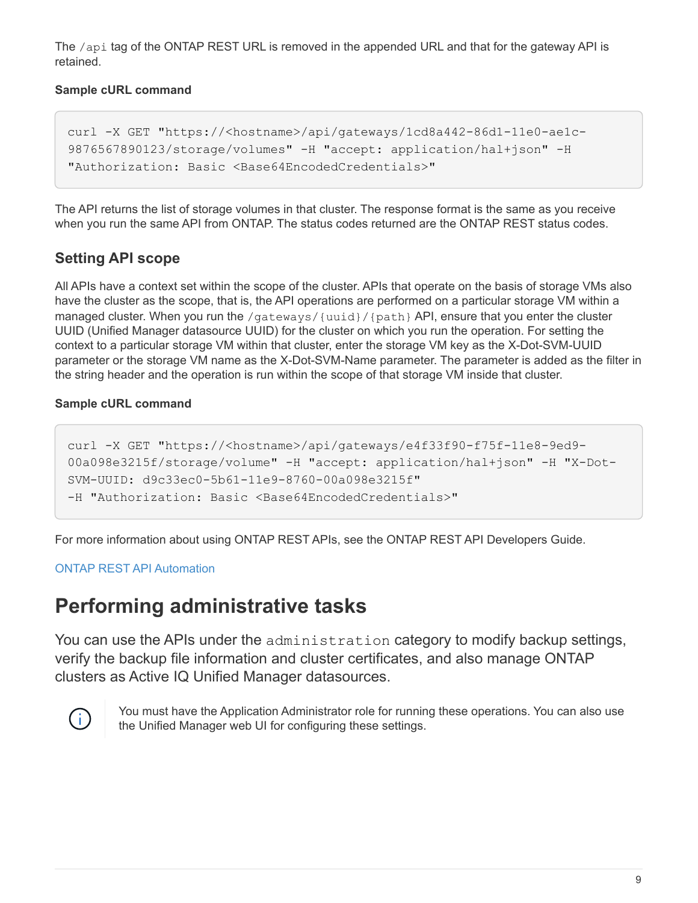The `/api` tag of the ONTAP REST URL is removed in the appended URL and that for the gateway API is retained.

**Sample cURL command**

```
curl -X GET "https://<hostname>/api/gateways/1cd8a442-86d1-11e0-ae1c-
9876567890123/storage/volumes" -H "accept: application/hal+json" -H
"Authorization: Basic <Base64EncodedCredentials>"
```

The API returns the list of storage volumes in that cluster. The response format is the same as you receive when you run the same API from ONTAP. The status codes returned are the ONTAP REST status codes.

### Setting API scope

All APIs have a context set within the scope of the cluster. APIs that operate on the basis of storage VMs also have the cluster as the scope, that is, the API operations are performed on a particular storage VM within a managed cluster. When you run the `/gateways/{uuid}/{path}` API, ensure that you enter the cluster UUID (Unified Manager datasource UUID) for the cluster on which you run the operation. For setting the context to a particular storage VM within that cluster, enter the storage VM key as the X-Dot-SVM-UUID parameter or the storage VM name as the X-Dot-SVM-Name parameter. The parameter is added as the filter in the string header and the operation is run within the scope of that storage VM inside that cluster.

**Sample cURL command**

```
curl -X GET "https://<hostname>/api/gateways/e4f33f90-f75f-11e8-9ed9-
00a098e3215f/storage/volume" -H "accept: application/hal+json" -H "X-Dot-
SVM-UUID: d9c33ec0-5b61-11e9-8760-00a098e3215f"
-H "Authorization: Basic <Base64EncodedCredentials>"
```

For more information about using ONTAP REST APIs, see the ONTAP REST API Developers Guide.

ONTAP REST API Automation

## Performing administrative tasks

You can use the APIs under the `administration` category to modify backup settings, verify the backup file information and cluster certificates, and also manage ONTAP clusters as Active IQ Unified Manager datasources.

> You must have the Application Administrator role for running these operations. You can also use the Unified Manager web UI for configuring these settings.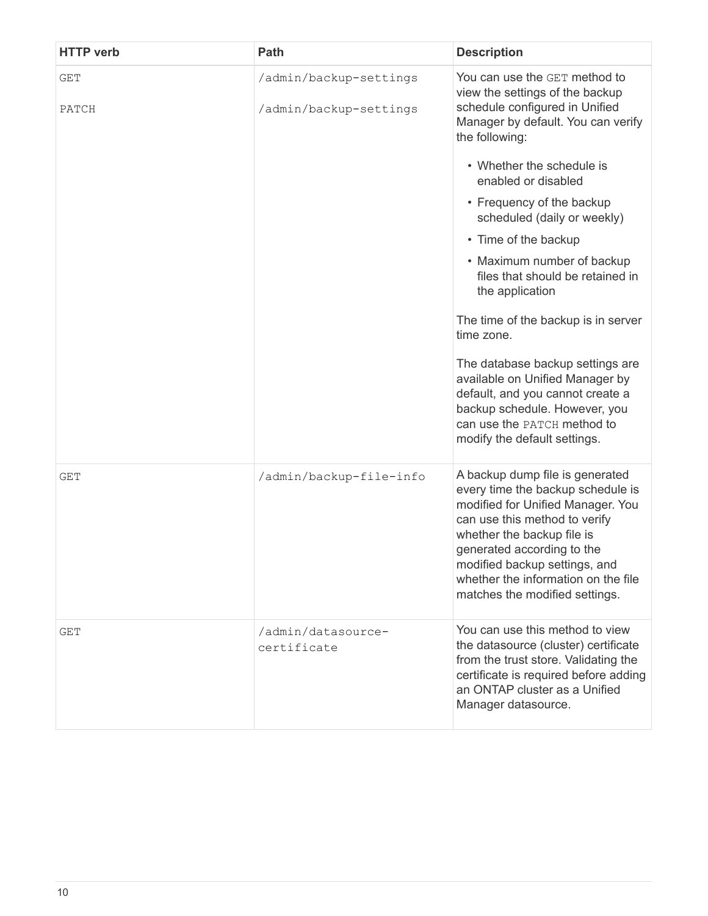| HTTP verb | Path | Description |
| --- | --- | --- |
| GET<br><br>PATCH | /admin/backup-settings<br><br>/admin/backup-settings | You can use the GET method to view the settings of the backup schedule configured in Unified Manager by default. You can verify the following:<br><br>• Whether the schedule is enabled or disabled<br>• Frequency of the backup scheduled (daily or weekly)<br>• Time of the backup<br>• Maximum number of backup files that should be retained in the application<br><br>The time of the backup is in server time zone.<br><br>The database backup settings are available on Unified Manager by default, and you cannot create a backup schedule. However, you can use the PATCH method to modify the default settings. |
| GET | /admin/backup-file-info | A backup dump file is generated every time the backup schedule is modified for Unified Manager. You can use this method to verify whether the backup file is generated according to the modified backup settings, and whether the information on the file matches the modified settings. |
| GET | /admin/datasource-certificate | You can use this method to view the datasource (cluster) certificate from the trust store. Validating the certificate is required before adding an ONTAP cluster as a Unified Manager datasource. |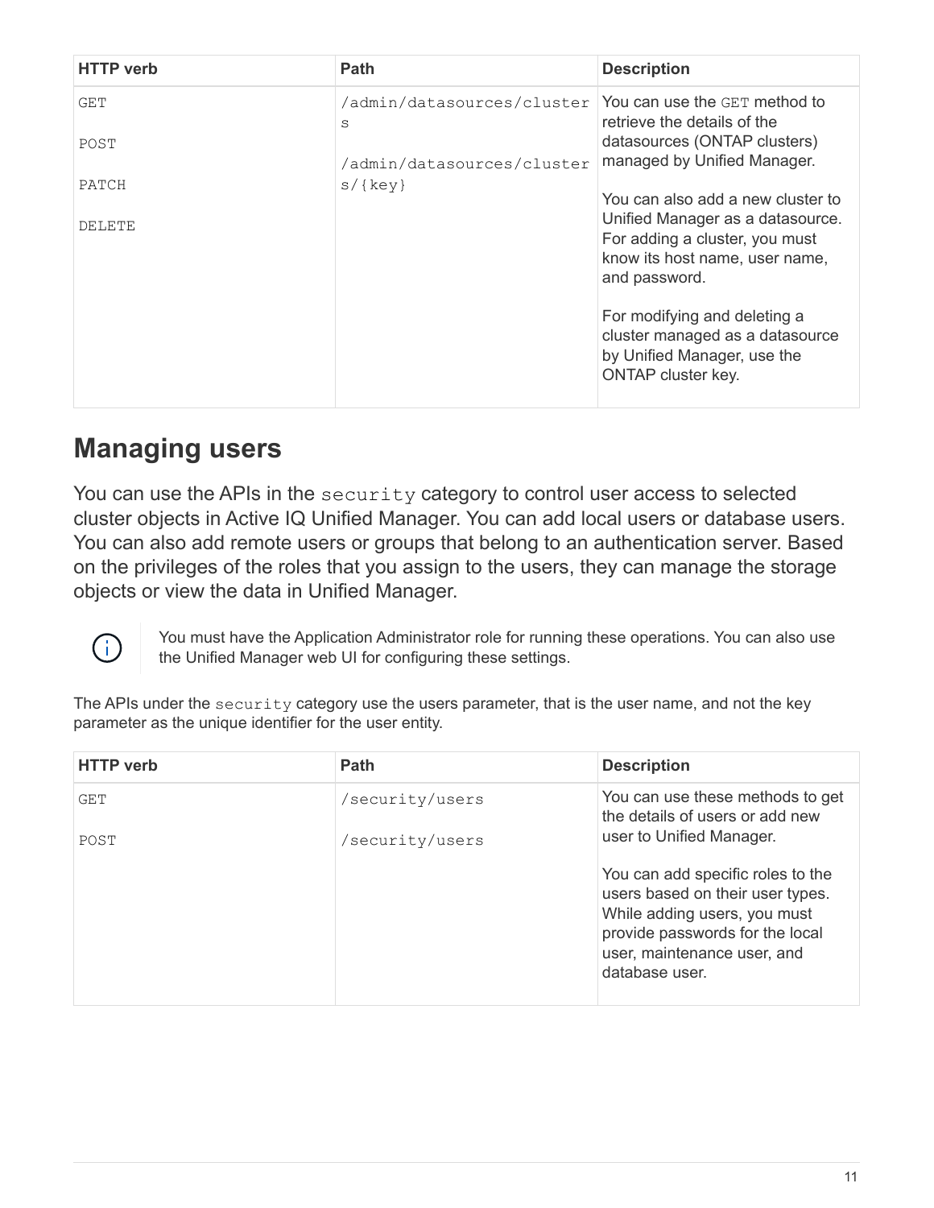| HTTP verb | Path | Description |
| --- | --- | --- |
| GET<br><br>POST<br><br>PATCH<br><br>DELETE | /admin/datasources/clusters<br><br>/admin/datasources/clusters/{key} | You can use the GET method to retrieve the details of the datasources (ONTAP clusters) managed by Unified Manager.<br><br>You can also add a new cluster to Unified Manager as a datasource. For adding a cluster, you must know its host name, user name, and password.<br><br>For modifying and deleting a cluster managed as a datasource by Unified Manager, use the ONTAP cluster key. |

## Managing users

You can use the APIs in the `security` category to control user access to selected cluster objects in Active IQ Unified Manager. You can add local users or database users. You can also add remote users or groups that belong to an authentication server. Based on the privileges of the roles that you assign to the users, they can manage the storage objects or view the data in Unified Manager.

> You must have the Application Administrator role for running these operations. You can also use the Unified Manager web UI for configuring these settings.

The APIs under the `security` category use the users parameter, that is the user name, and not the key parameter as the unique identifier for the user entity.

| HTTP verb | Path | Description |
| --- | --- | --- |
| GET<br><br>POST | /security/users<br><br>/security/users | You can use these methods to get the details of users or add new user to Unified Manager.<br><br>You can add specific roles to the users based on their user types. While adding users, you must provide passwords for the local user, maintenance user, and database user. |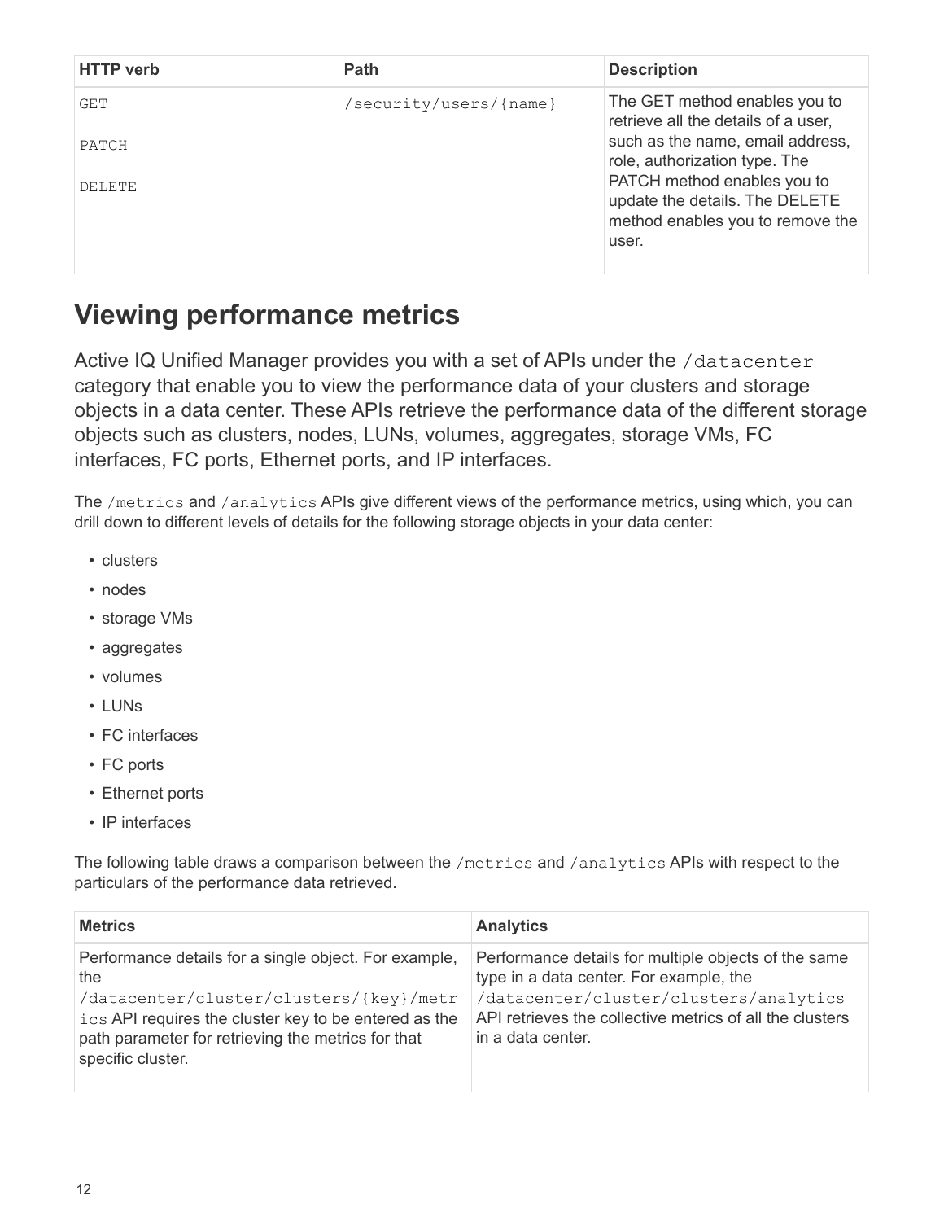| HTTP verb | Path | Description |
| --- | --- | --- |
| GET<br><br>PATCH<br><br>DELETE | /security/users/{name} | The GET method enables you to retrieve all the details of a user, such as the name, email address, role, authorization type. The PATCH method enables you to update the details. The DELETE method enables you to remove the user. |

# Viewing performance metrics

Active IQ Unified Manager provides you with a set of APIs under the `/datacenter` category that enable you to view the performance data of your clusters and storage objects in a data center. These APIs retrieve the performance data of the different storage objects such as clusters, nodes, LUNs, volumes, aggregates, storage VMs, FC interfaces, FC ports, Ethernet ports, and IP interfaces.

The `/metrics` and `/analytics` APIs give different views of the performance metrics, using which, you can drill down to different levels of details for the following storage objects in your data center:

- clusters
- nodes
- storage VMs
- aggregates
- volumes
- LUNs
- FC interfaces
- FC ports
- Ethernet ports
- IP interfaces

The following table draws a comparison between the `/metrics` and `/analytics` APIs with respect to the particulars of the performance data retrieved.

| Metrics | Analytics |
| --- | --- |
| Performance details for a single object. For example, the `/datacenter/cluster/clusters/{key}/metrics` API requires the cluster key to be entered as the path parameter for retrieving the metrics for that specific cluster. | Performance details for multiple objects of the same type in a data center. For example, the `/datacenter/cluster/clusters/analytics` API retrieves the collective metrics of all the clusters in a data center. |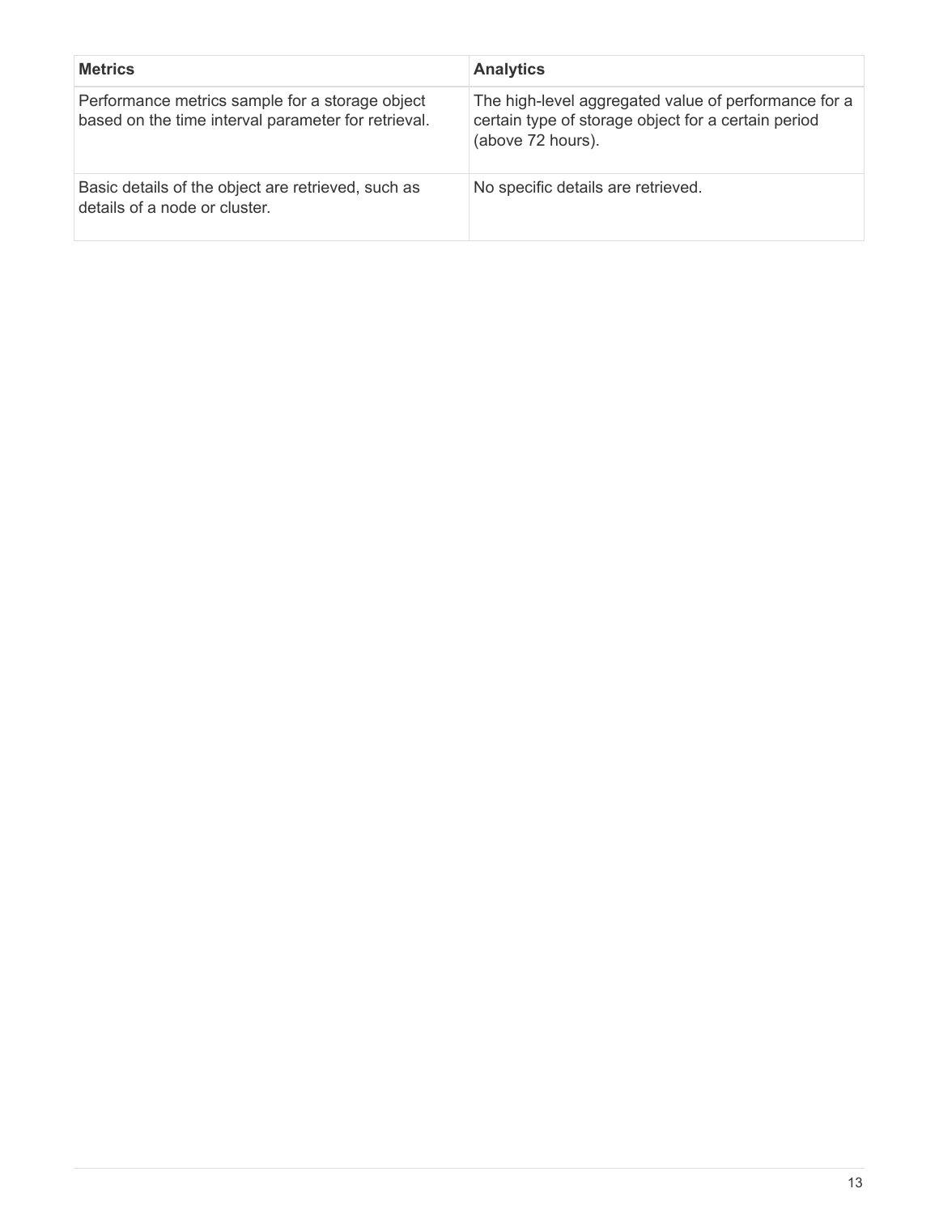| Metrics | Analytics |
| --- | --- |
| Performance metrics sample for a storage object based on the time interval parameter for retrieval. | The high-level aggregated value of performance for a certain type of storage object for a certain period (above 72 hours). |
| Basic details of the object are retrieved, such as details of a node or cluster. | No specific details are retrieved. |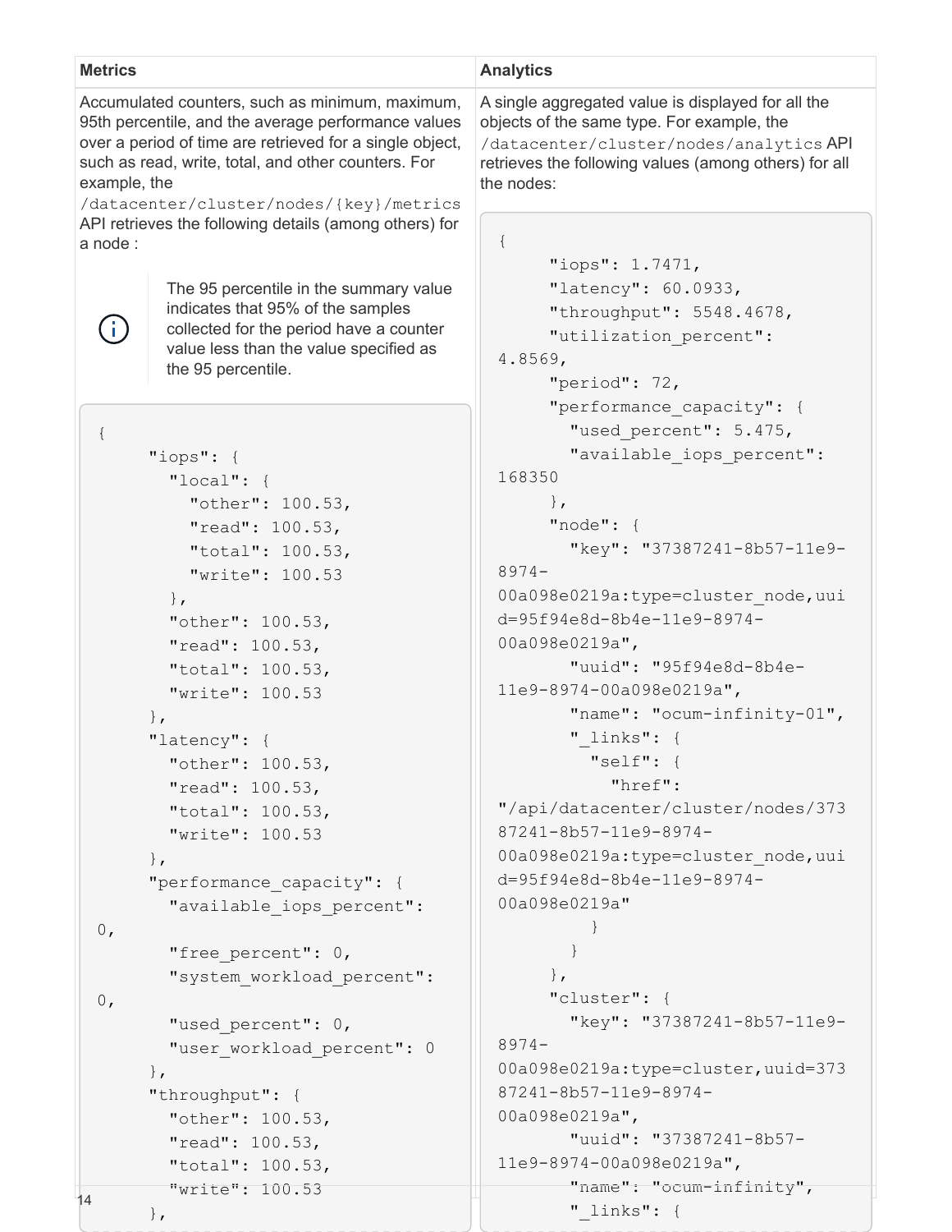| Metrics | Analytics |
| --- | --- |
| Accumulated counters, such as minimum, maximum, 95th percentile, and the average performance values over a period of time are retrieved for a single object, such as read, write, total, and other counters. For example, the `/datacenter/cluster/nodes/{key}/metrics` API retrieves the following details (among others) for a node : | A single aggregated value is displayed for all the objects of the same type. For example, the `/datacenter/cluster/nodes/analytics` API retrieves the following values (among others) for all the nodes: |

> ⓘ The 95 percentile in the summary value indicates that 95% of the samples collected for the period have a counter value less than the value specified as the 95 percentile.

**Metrics example:**

```
{
      "iops": {
        "local": {
          "other": 100.53,
          "read": 100.53,
          "total": 100.53,
          "write": 100.53
        },
        "other": 100.53,
        "read": 100.53,
        "total": 100.53,
        "write": 100.53
      },
      "latency": {
        "other": 100.53,
        "read": 100.53,
        "total": 100.53,
        "write": 100.53
      },
      "performance_capacity": {
        "available_iops_percent":
0,
        "free_percent": 0,
        "system_workload_percent":
0,
        "used_percent": 0,
        "user_workload_percent": 0
      },
      "throughput": {
        "other": 100.53,
        "read": 100.53,
        "total": 100.53,
        "write": 100.53
      },
```

**Analytics example:**

```
{
      "iops": 1.7471,
      "latency": 60.0933,
      "throughput": 5548.4678,
      "utilization_percent":
4.8569,
      "period": 72,
      "performance_capacity": {
        "used_percent": 5.475,
        "available_iops_percent":
168350
      },
      "node": {
        "key": "37387241-8b57-11e9-
8974-
00a098e0219a:type=cluster_node,uui
d=95f94e8d-8b4e-11e9-8974-
00a098e0219a",
        "uuid": "95f94e8d-8b4e-
11e9-8974-00a098e0219a",
        "name": "ocum-infinity-01",
        "_links": {
          "self": {
            "href":
"/api/datacenter/cluster/nodes/373
87241-8b57-11e9-8974-
00a098e0219a:type=cluster_node,uui
d=95f94e8d-8b4e-11e9-8974-
00a098e0219a"
          }
        }
      },
      "cluster": {
        "key": "37387241-8b57-11e9-
8974-
00a098e0219a:type=cluster,uuid=373
87241-8b57-11e9-8974-
00a098e0219a",
        "uuid": "37387241-8b57-
11e9-8974-00a098e0219a",
        "name": "ocum-infinity",
        "_links": {
```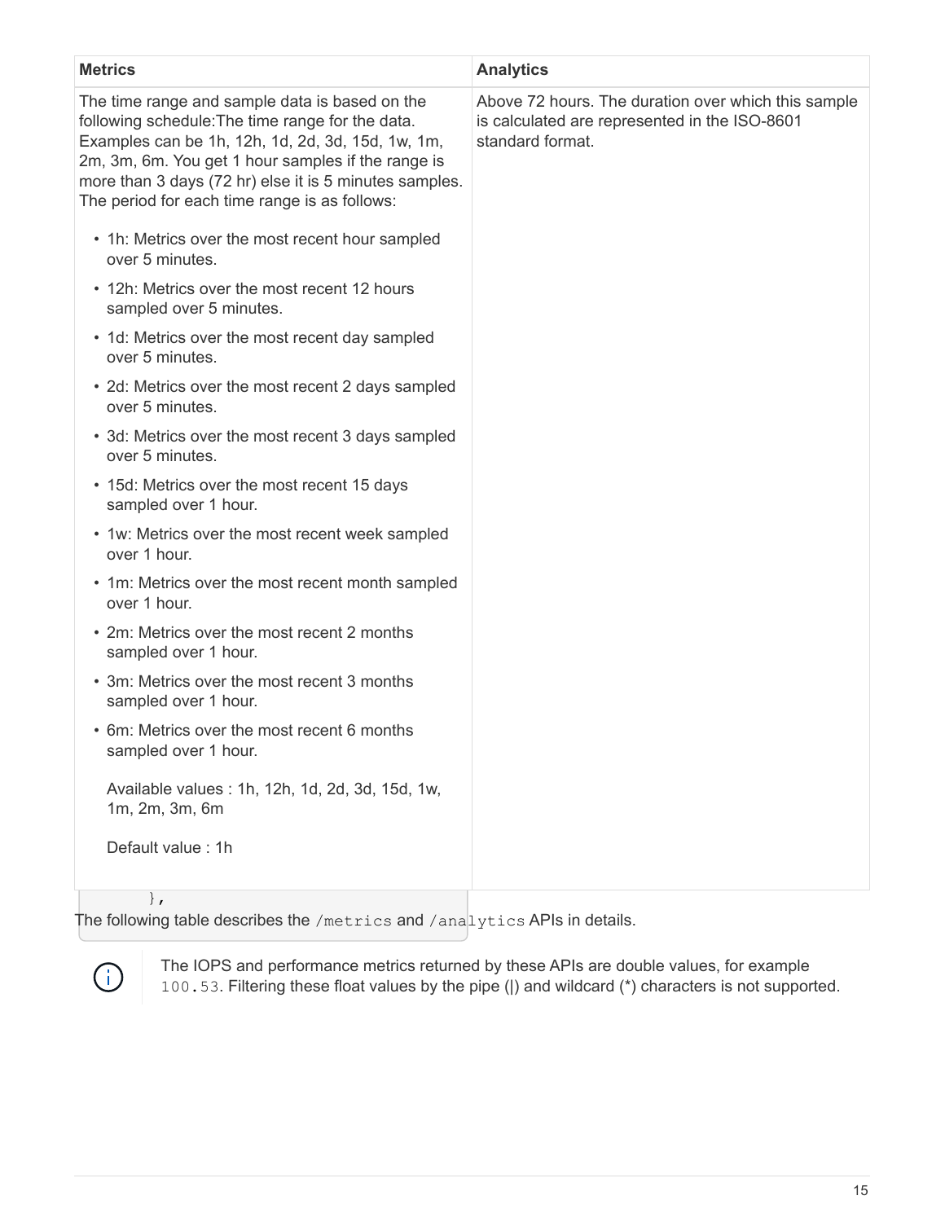| Metrics | Analytics |
| --- | --- |
| The time range and sample data is based on the following schedule:The time range for the data. Examples can be 1h, 12h, 1d, 2d, 3d, 15d, 1w, 1m, 2m, 3m, 6m. You get 1 hour samples if the range is more than 3 days (72 hr) else it is 5 minutes samples. The period for each time range is as follows:<br>• 1h: Metrics over the most recent hour sampled over 5 minutes.<br>• 12h: Metrics over the most recent 12 hours sampled over 5 minutes.<br>• 1d: Metrics over the most recent day sampled over 5 minutes.<br>• 2d: Metrics over the most recent 2 days sampled over 5 minutes.<br>• 3d: Metrics over the most recent 3 days sampled over 5 minutes.<br>• 15d: Metrics over the most recent 15 days sampled over 1 hour.<br>• 1w: Metrics over the most recent week sampled over 1 hour.<br>• 1m: Metrics over the most recent month sampled over 1 hour.<br>• 2m: Metrics over the most recent 2 months sampled over 1 hour.<br>• 3m: Metrics over the most recent 3 months sampled over 1 hour.<br>• 6m: Metrics over the most recent 6 months sampled over 1 hour.<br>Available values : 1h, 12h, 1d, 2d, 3d, 15d, 1w, 1m, 2m, 3m, 6m<br>Default value : 1h | Above 72 hours. The duration over which this sample is calculated are represented in the ISO-8601 standard format. |

```
},
```

The following table describes the `/metrics` and `/analytics` APIs in details.

> The IOPS and performance metrics returned by these APIs are double values, for example `100.53`. Filtering these float values by the pipe (|) and wildcard (*) characters is not supported.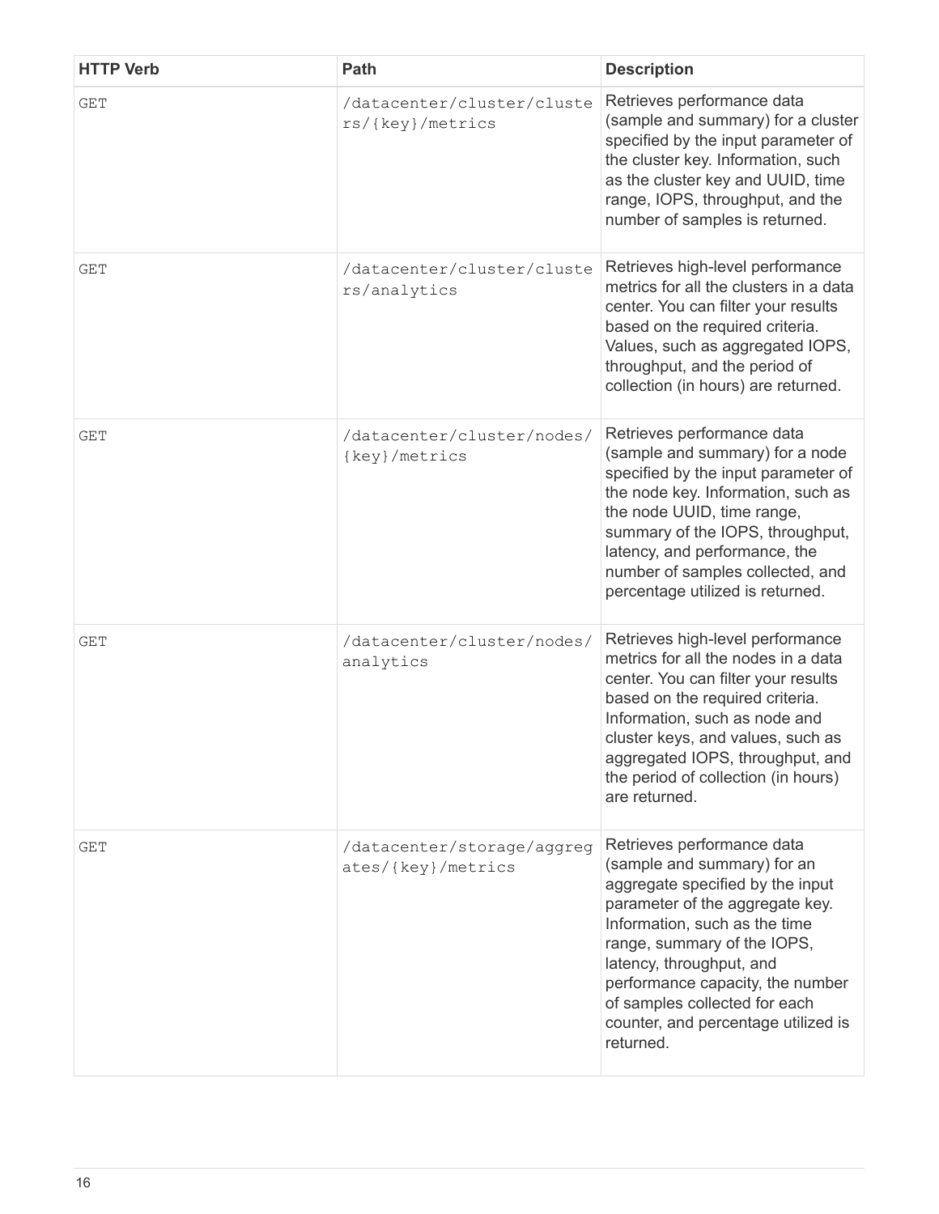| HTTP Verb | Path | Description |
| --- | --- | --- |
| GET | /datacenter/cluster/clusters/{key}/metrics | Retrieves performance data (sample and summary) for a cluster specified by the input parameter of the cluster key. Information, such as the cluster key and UUID, time range, IOPS, throughput, and the number of samples is returned. |
| GET | /datacenter/cluster/clusters/analytics | Retrieves high-level performance metrics for all the clusters in a data center. You can filter your results based on the required criteria. Values, such as aggregated IOPS, throughput, and the period of collection (in hours) are returned. |
| GET | /datacenter/cluster/nodes/{key}/metrics | Retrieves performance data (sample and summary) for a node specified by the input parameter of the node key. Information, such as the node UUID, time range, summary of the IOPS, throughput, latency, and performance, the number of samples collected, and percentage utilized is returned. |
| GET | /datacenter/cluster/nodes/analytics | Retrieves high-level performance metrics for all the nodes in a data center. You can filter your results based on the required criteria. Information, such as node and cluster keys, and values, such as aggregated IOPS, throughput, and the period of collection (in hours) are returned. |
| GET | /datacenter/storage/aggregates/{key}/metrics | Retrieves performance data (sample and summary) for an aggregate specified by the input parameter of the aggregate key. Information, such as the time range, summary of the IOPS, latency, throughput, and performance capacity, the number of samples collected for each counter, and percentage utilized is returned. |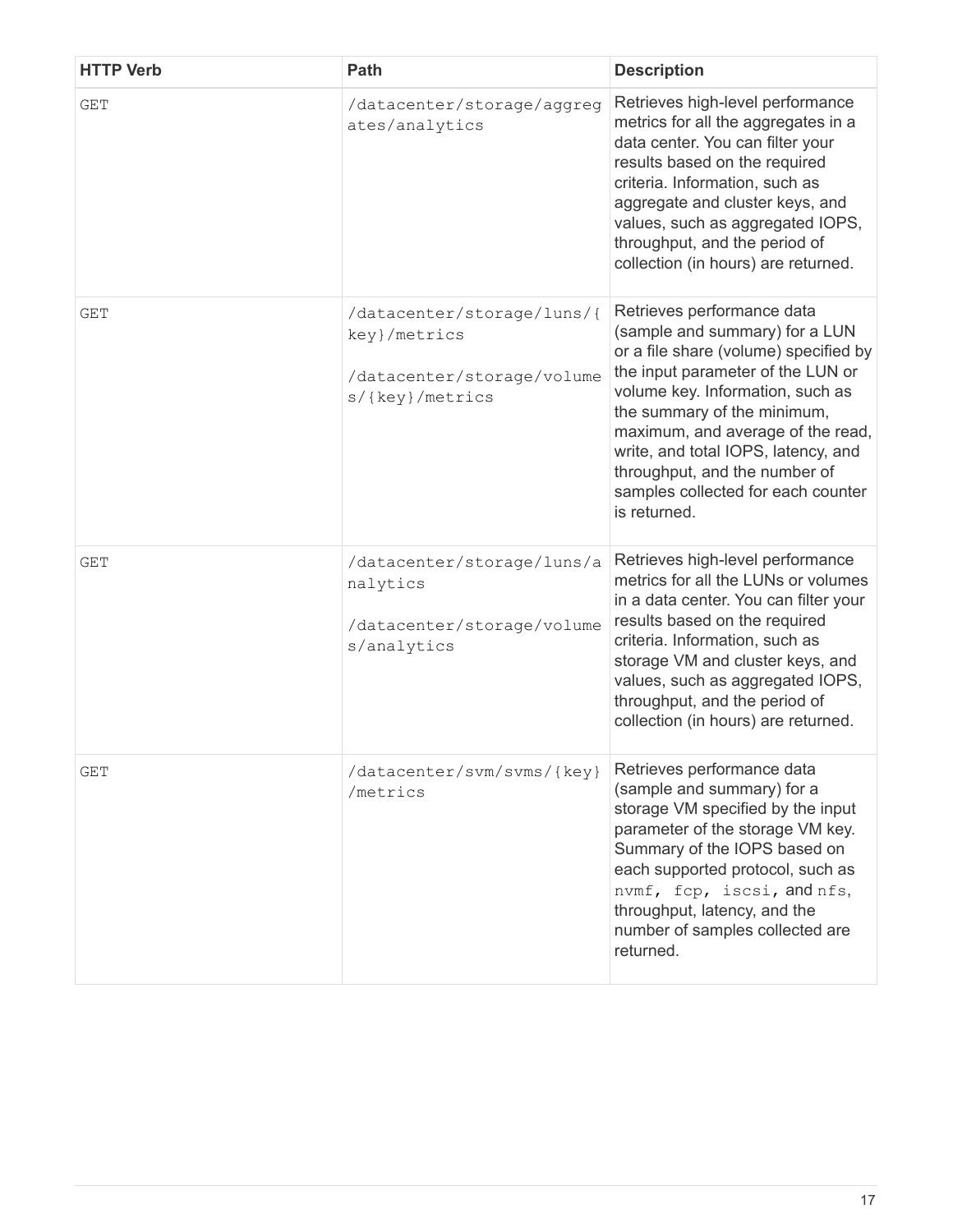| HTTP Verb | Path | Description |
| --- | --- | --- |
| GET | /datacenter/storage/aggregates/analytics | Retrieves high-level performance metrics for all the aggregates in a data center. You can filter your results based on the required criteria. Information, such as aggregate and cluster keys, and values, such as aggregated IOPS, throughput, and the period of collection (in hours) are returned. |
| GET | /datacenter/storage/luns/{key}/metrics<br><br>/datacenter/storage/volumes/{key}/metrics | Retrieves performance data (sample and summary) for a LUN or a file share (volume) specified by the input parameter of the LUN or volume key. Information, such as the summary of the minimum, maximum, and average of the read, write, and total IOPS, latency, and throughput, and the number of samples collected for each counter is returned. |
| GET | /datacenter/storage/luns/analytics<br><br>/datacenter/storage/volumes/analytics | Retrieves high-level performance metrics for all the LUNs or volumes in a data center. You can filter your results based on the required criteria. Information, such as storage VM and cluster keys, and values, such as aggregated IOPS, throughput, and the period of collection (in hours) are returned. |
| GET | /datacenter/svm/svms/{key}/metrics | Retrieves performance data (sample and summary) for a storage VM specified by the input parameter of the storage VM key. Summary of the IOPS based on each supported protocol, such as `nvmf`, `fcp`, `iscsi`, and `nfs`, throughput, latency, and the number of samples collected are returned. |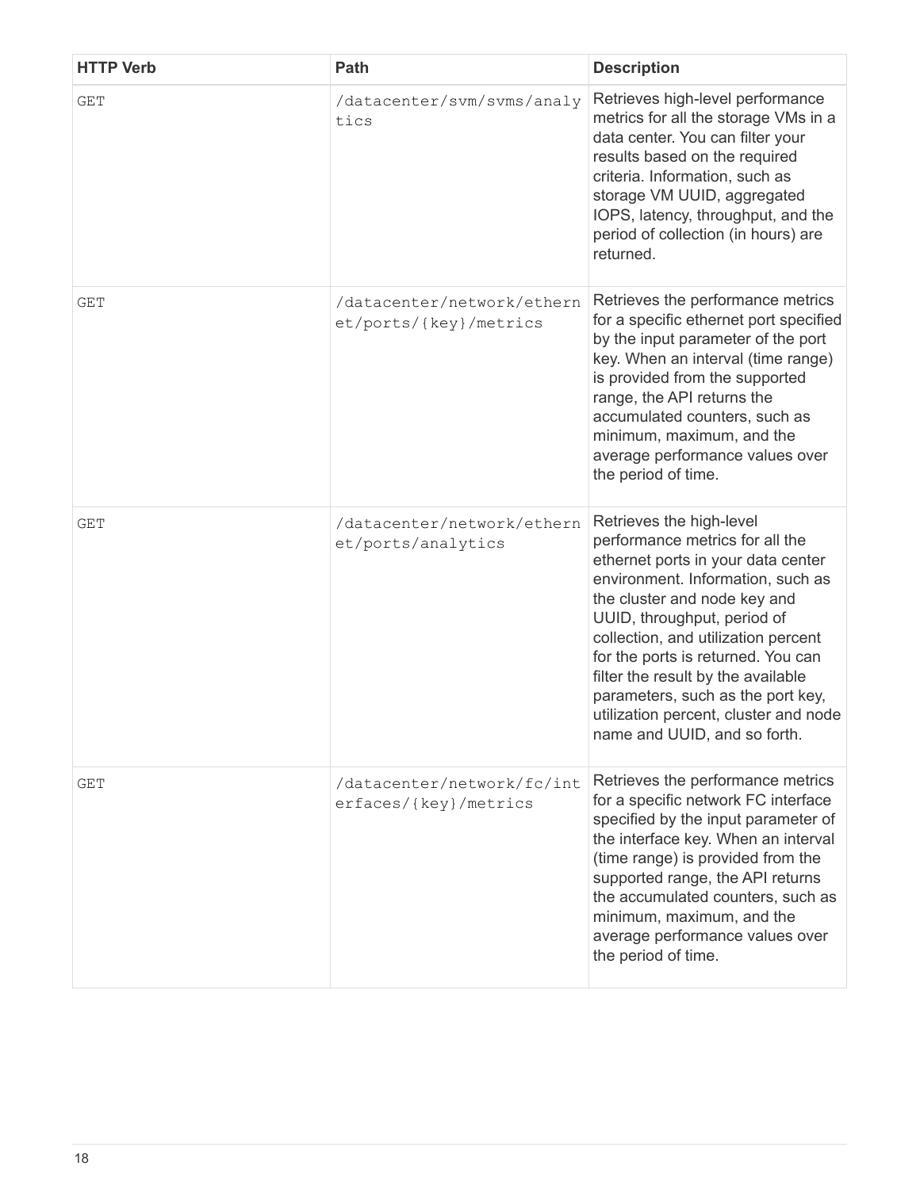| HTTP Verb | Path | Description |
| --- | --- | --- |
| GET | /datacenter/svm/svms/analytics | Retrieves high-level performance metrics for all the storage VMs in a data center. You can filter your results based on the required criteria. Information, such as storage VM UUID, aggregated IOPS, latency, throughput, and the period of collection (in hours) are returned. |
| GET | /datacenter/network/ethernet/ports/{key}/metrics | Retrieves the performance metrics for a specific ethernet port specified by the input parameter of the port key. When an interval (time range) is provided from the supported range, the API returns the accumulated counters, such as minimum, maximum, and the average performance values over the period of time. |
| GET | /datacenter/network/ethernet/ports/analytics | Retrieves the high-level performance metrics for all the ethernet ports in your data center environment. Information, such as the cluster and node key and UUID, throughput, period of collection, and utilization percent for the ports is returned. You can filter the result by the available parameters, such as the port key, utilization percent, cluster and node name and UUID, and so forth. |
| GET | /datacenter/network/fc/interfaces/{key}/metrics | Retrieves the performance metrics for a specific network FC interface specified by the input parameter of the interface key. When an interval (time range) is provided from the supported range, the API returns the accumulated counters, such as minimum, maximum, and the average performance values over the period of time. |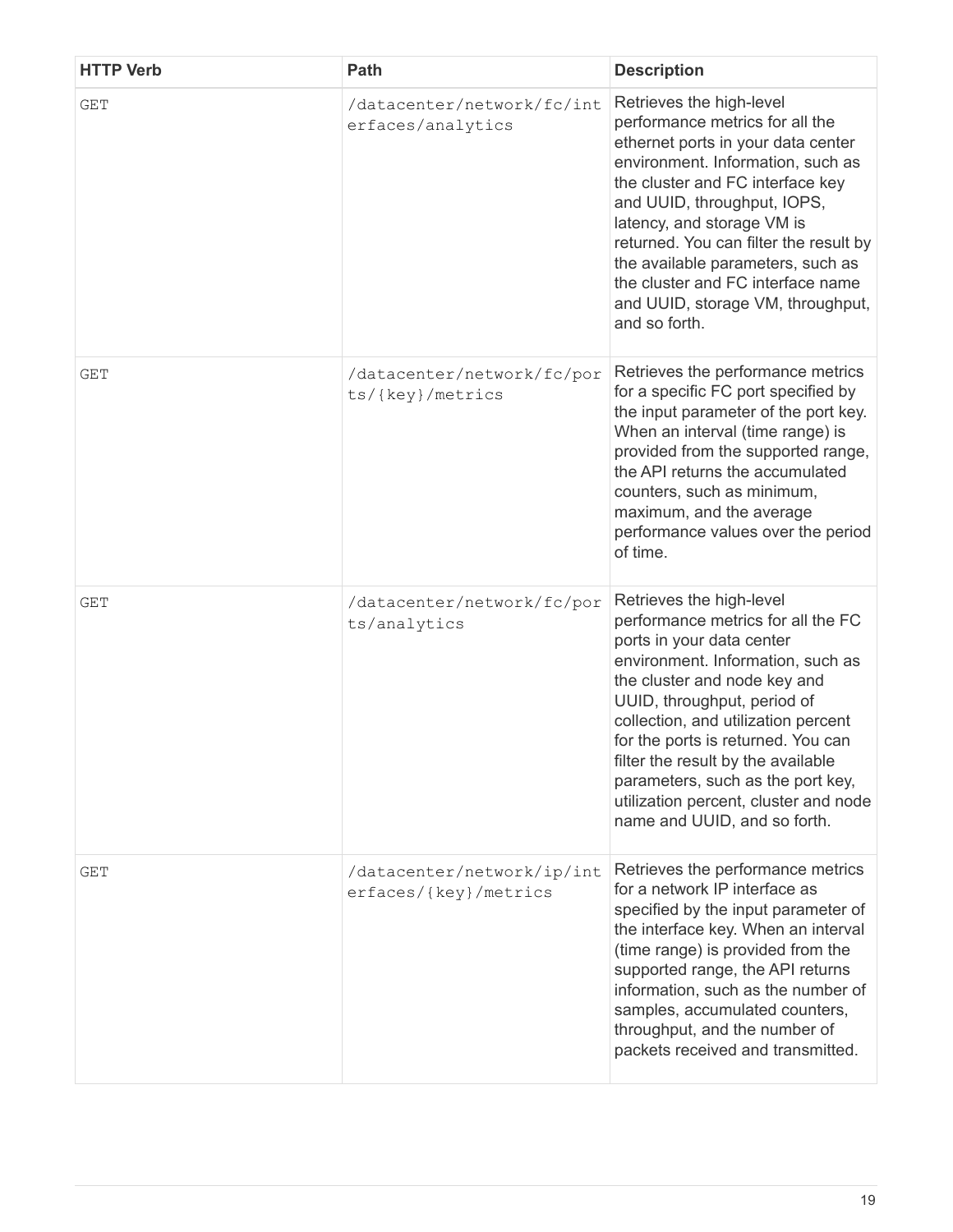| HTTP Verb | Path | Description |
| --- | --- | --- |
| GET | /datacenter/network/fc/interfaces/analytics | Retrieves the high-level performance metrics for all the ethernet ports in your data center environment. Information, such as the cluster and FC interface key and UUID, throughput, IOPS, latency, and storage VM is returned. You can filter the result by the available parameters, such as the cluster and FC interface name and UUID, storage VM, throughput, and so forth. |
| GET | /datacenter/network/fc/ports/{key}/metrics | Retrieves the performance metrics for a specific FC port specified by the input parameter of the port key. When an interval (time range) is provided from the supported range, the API returns the accumulated counters, such as minimum, maximum, and the average performance values over the period of time. |
| GET | /datacenter/network/fc/ports/analytics | Retrieves the high-level performance metrics for all the FC ports in your data center environment. Information, such as the cluster and node key and UUID, throughput, period of collection, and utilization percent for the ports is returned. You can filter the result by the available parameters, such as the port key, utilization percent, cluster and node name and UUID, and so forth. |
| GET | /datacenter/network/ip/interfaces/{key}/metrics | Retrieves the performance metrics for a network IP interface as specified by the input parameter of the interface key. When an interval (time range) is provided from the supported range, the API returns information, such as the number of samples, accumulated counters, throughput, and the number of packets received and transmitted. |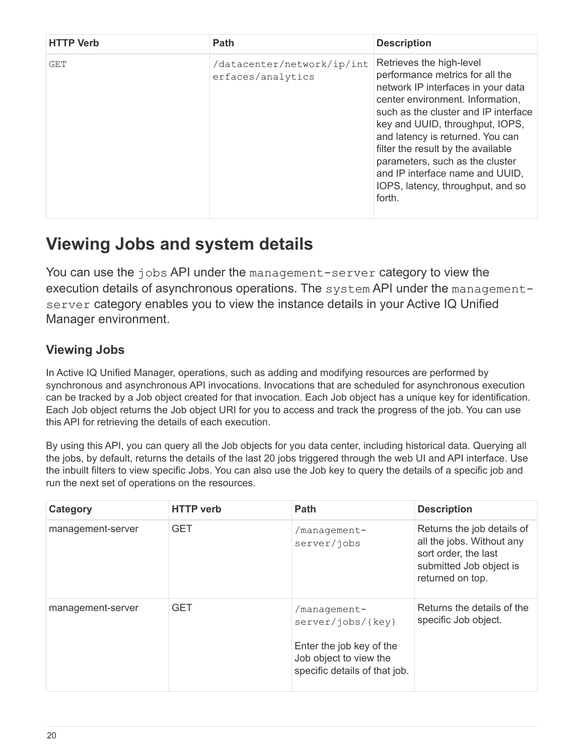| HTTP Verb | Path | Description |
| --- | --- | --- |
| GET | /datacenter/network/ip/interfaces/analytics | Retrieves the high-level performance metrics for all the network IP interfaces in your data center environment. Information, such as the cluster and IP interface key and UUID, throughput, IOPS, and latency is returned. You can filter the result by the available parameters, such as the cluster and IP interface name and UUID, IOPS, latency, throughput, and so forth. |

## Viewing Jobs and system details

You can use the `jobs` API under the `management-server` category to view the execution details of asynchronous operations. The `system` API under the `management-server` category enables you to view the instance details in your Active IQ Unified Manager environment.

### Viewing Jobs

In Active IQ Unified Manager, operations, such as adding and modifying resources are performed by synchronous and asynchronous API invocations. Invocations that are scheduled for asynchronous execution can be tracked by a Job object created for that invocation. Each Job object has a unique key for identification. Each Job object returns the Job object URI for you to access and track the progress of the job. You can use this API for retrieving the details of each execution.

By using this API, you can query all the Job objects for you data center, including historical data. Querying all the jobs, by default, returns the details of the last 20 jobs triggered through the web UI and API interface. Use the inbuilt filters to view specific Jobs. You can also use the Job key to query the details of a specific job and run the next set of operations on the resources.

| Category | HTTP verb | Path | Description |
| --- | --- | --- | --- |
| management-server | GET | /management-server/jobs | Returns the job details of all the jobs. Without any sort order, the last submitted Job object is returned on top. |
| management-server | GET | /management-server/jobs/{key}<br><br>Enter the job key of the Job object to view the specific details of that job. | Returns the details of the specific Job object. |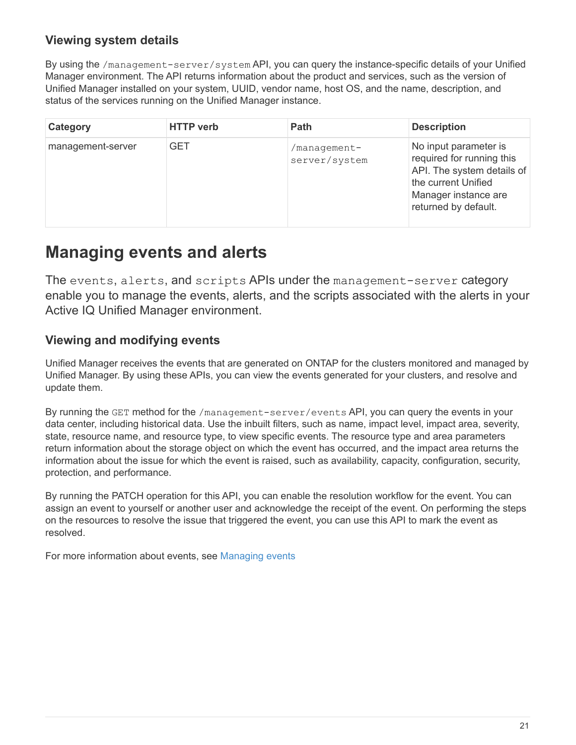### Viewing system details

By using the `/management-server/system` API, you can query the instance-specific details of your Unified Manager environment. The API returns information about the product and services, such as the version of Unified Manager installed on your system, UUID, vendor name, host OS, and the name, description, and status of the services running on the Unified Manager instance.

| Category | HTTP verb | Path | Description |
| --- | --- | --- | --- |
| management-server | GET | `/management-server/system` | No input parameter is required for running this API. The system details of the current Unified Manager instance are returned by default. |

## Managing events and alerts

The `events`, `alerts`, and `scripts` APIs under the `management-server` category enable you to manage the events, alerts, and the scripts associated with the alerts in your Active IQ Unified Manager environment.

### Viewing and modifying events

Unified Manager receives the events that are generated on ONTAP for the clusters monitored and managed by Unified Manager. By using these APIs, you can view the events generated for your clusters, and resolve and update them.

By running the `GET` method for the `/management-server/events` API, you can query the events in your data center, including historical data. Use the inbuilt filters, such as name, impact level, impact area, severity, state, resource name, and resource type, to view specific events. The resource type and area parameters return information about the storage object on which the event has occurred, and the impact area returns the information about the issue for which the event is raised, such as availability, capacity, configuration, security, protection, and performance.

By running the PATCH operation for this API, you can enable the resolution workflow for the event. You can assign an event to yourself or another user and acknowledge the receipt of the event. On performing the steps on the resources to resolve the issue that triggered the event, you can use this API to mark the event as resolved.

For more information about events, see Managing events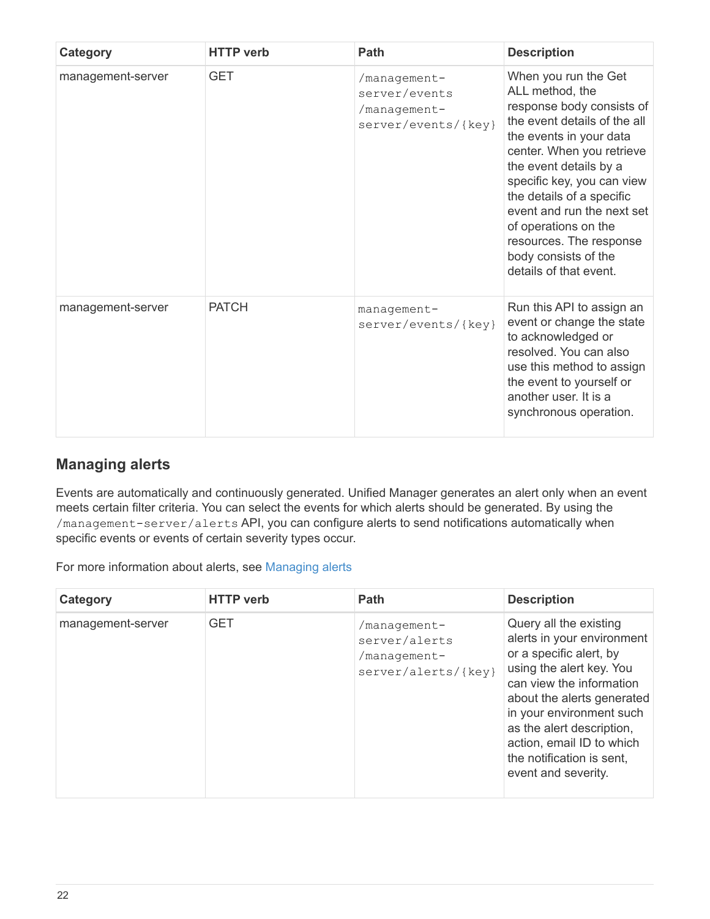| Category | HTTP verb | Path | Description |
| --- | --- | --- | --- |
| management-server | GET | /management-server/events /management-server/events/{key} | When you run the Get ALL method, the response body consists of the event details of the all the events in your data center. When you retrieve the event details by a specific key, you can view the details of a specific event and run the next set of operations on the resources. The response body consists of the details of that event. |
| management-server | PATCH | management-server/events/{key} | Run this API to assign an event or change the state to acknowledged or resolved. You can also use this method to assign the event to yourself or another user. It is a synchronous operation. |

## Managing alerts

Events are automatically and continuously generated. Unified Manager generates an alert only when an event meets certain filter criteria. You can select the events for which alerts should be generated. By using the `/management-server/alerts` API, you can configure alerts to send notifications automatically when specific events or events of certain severity types occur.

For more information about alerts, see Managing alerts

| Category | HTTP verb | Path | Description |
| --- | --- | --- | --- |
| management-server | GET | /management-server/alerts /management-server/alerts/{key} | Query all the existing alerts in your environment or a specific alert, by using the alert key. You can view the information about the alerts generated in your environment such as the alert description, action, email ID to which the notification is sent, event and severity. |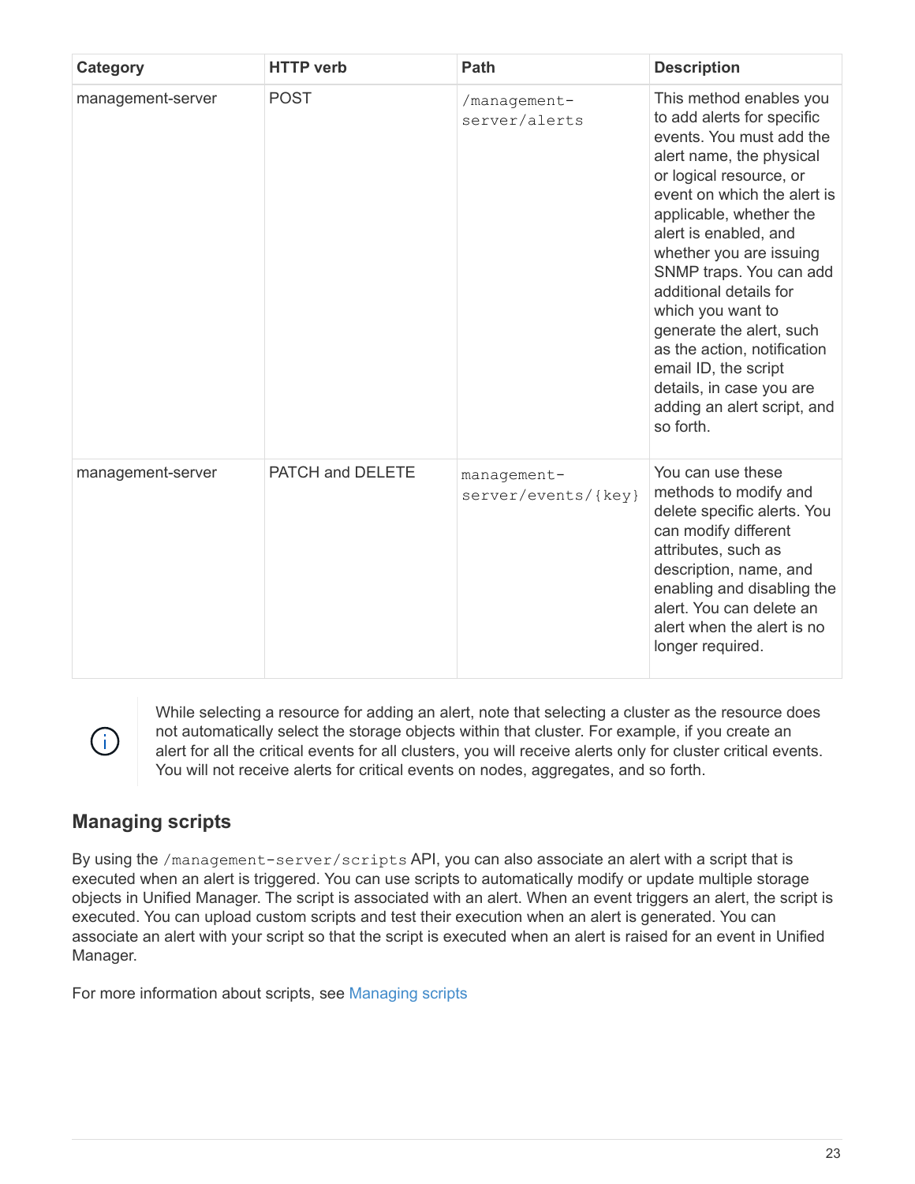| Category | HTTP verb | Path | Description |
| --- | --- | --- | --- |
| management-server | POST | `/management-server/alerts` | This method enables you to add alerts for specific events. You must add the alert name, the physical or logical resource, or event on which the alert is applicable, whether the alert is enabled, and whether you are issuing SNMP traps. You can add additional details for which you want to generate the alert, such as the action, notification email ID, the script details, in case you are adding an alert script, and so forth. |
| management-server | PATCH and DELETE | `management-server/events/{key}` | You can use these methods to modify and delete specific alerts. You can modify different attributes, such as description, name, and enabling and disabling the alert. You can delete an alert when the alert is no longer required. |

> While selecting a resource for adding an alert, note that selecting a cluster as the resource does not automatically select the storage objects within that cluster. For example, if you create an alert for all the critical events for all clusters, you will receive alerts only for cluster critical events. You will not receive alerts for critical events on nodes, aggregates, and so forth.

## Managing scripts

By using the `/management-server/scripts` API, you can also associate an alert with a script that is executed when an alert is triggered. You can use scripts to automatically modify or update multiple storage objects in Unified Manager. The script is associated with an alert. When an event triggers an alert, the script is executed. You can upload custom scripts and test their execution when an alert is generated. You can associate an alert with your script so that the script is executed when an alert is raised for an event in Unified Manager.

For more information about scripts, see Managing scripts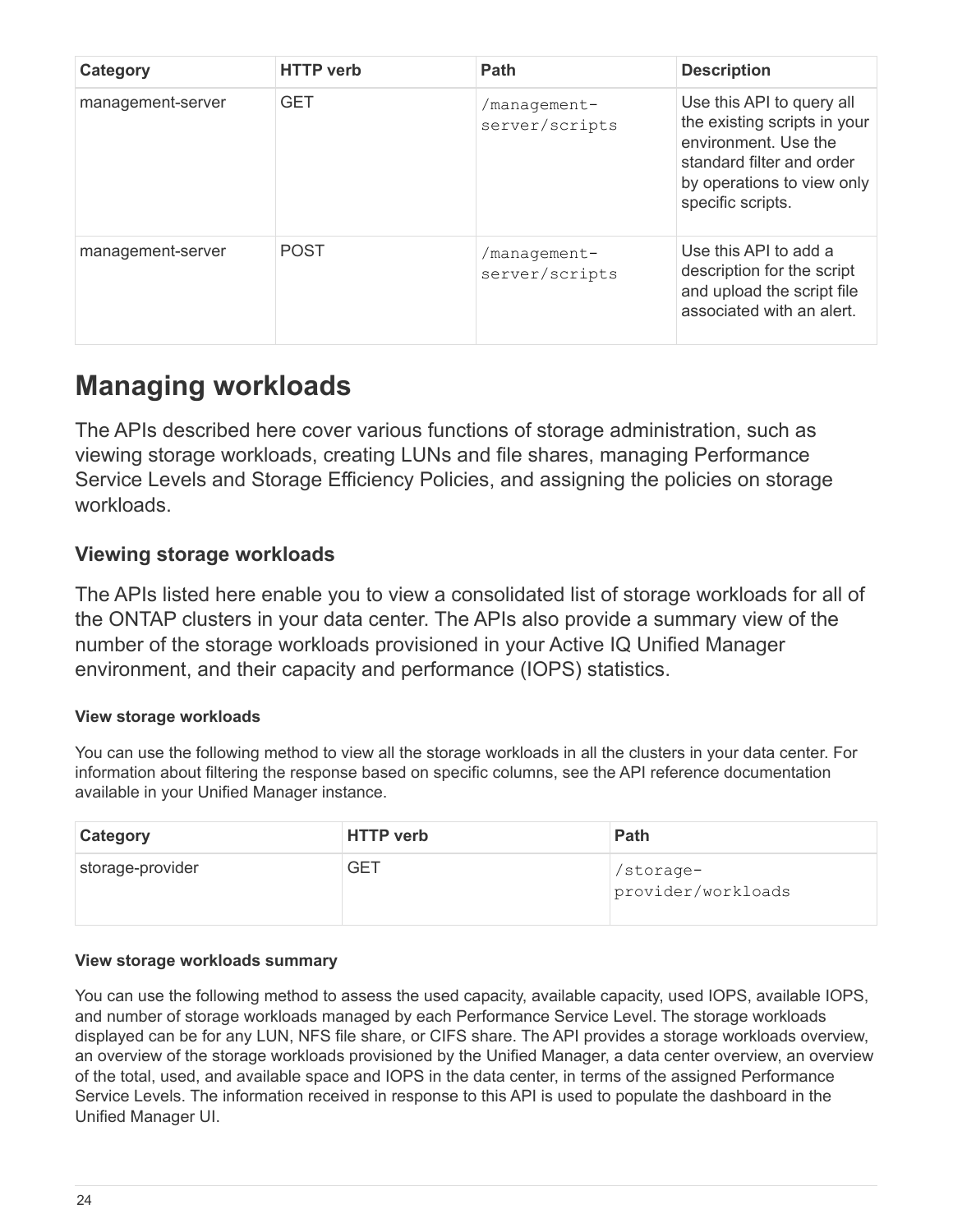| Category | HTTP verb | Path | Description |
| --- | --- | --- | --- |
| management-server | GET | `/management-server/scripts` | Use this API to query all the existing scripts in your environment. Use the standard filter and order by operations to view only specific scripts. |
| management-server | POST | `/management-server/scripts` | Use this API to add a description for the script and upload the script file associated with an alert. |

# Managing workloads

The APIs described here cover various functions of storage administration, such as viewing storage workloads, creating LUNs and file shares, managing Performance Service Levels and Storage Efficiency Policies, and assigning the policies on storage workloads.

## Viewing storage workloads

The APIs listed here enable you to view a consolidated list of storage workloads for all of the ONTAP clusters in your data center. The APIs also provide a summary view of the number of the storage workloads provisioned in your Active IQ Unified Manager environment, and their capacity and performance (IOPS) statistics.

#### View storage workloads

You can use the following method to view all the storage workloads in all the clusters in your data center. For information about filtering the response based on specific columns, see the API reference documentation available in your Unified Manager instance.

| Category | HTTP verb | Path |
| --- | --- | --- |
| storage-provider | GET | `/storage-provider/workloads` |

#### View storage workloads summary

You can use the following method to assess the used capacity, available capacity, used IOPS, available IOPS, and number of storage workloads managed by each Performance Service Level. The storage workloads displayed can be for any LUN, NFS file share, or CIFS share. The API provides a storage workloads overview, an overview of the storage workloads provisioned by the Unified Manager, a data center overview, an overview of the total, used, and available space and IOPS in the data center, in terms of the assigned Performance Service Levels. The information received in response to this API is used to populate the dashboard in the Unified Manager UI.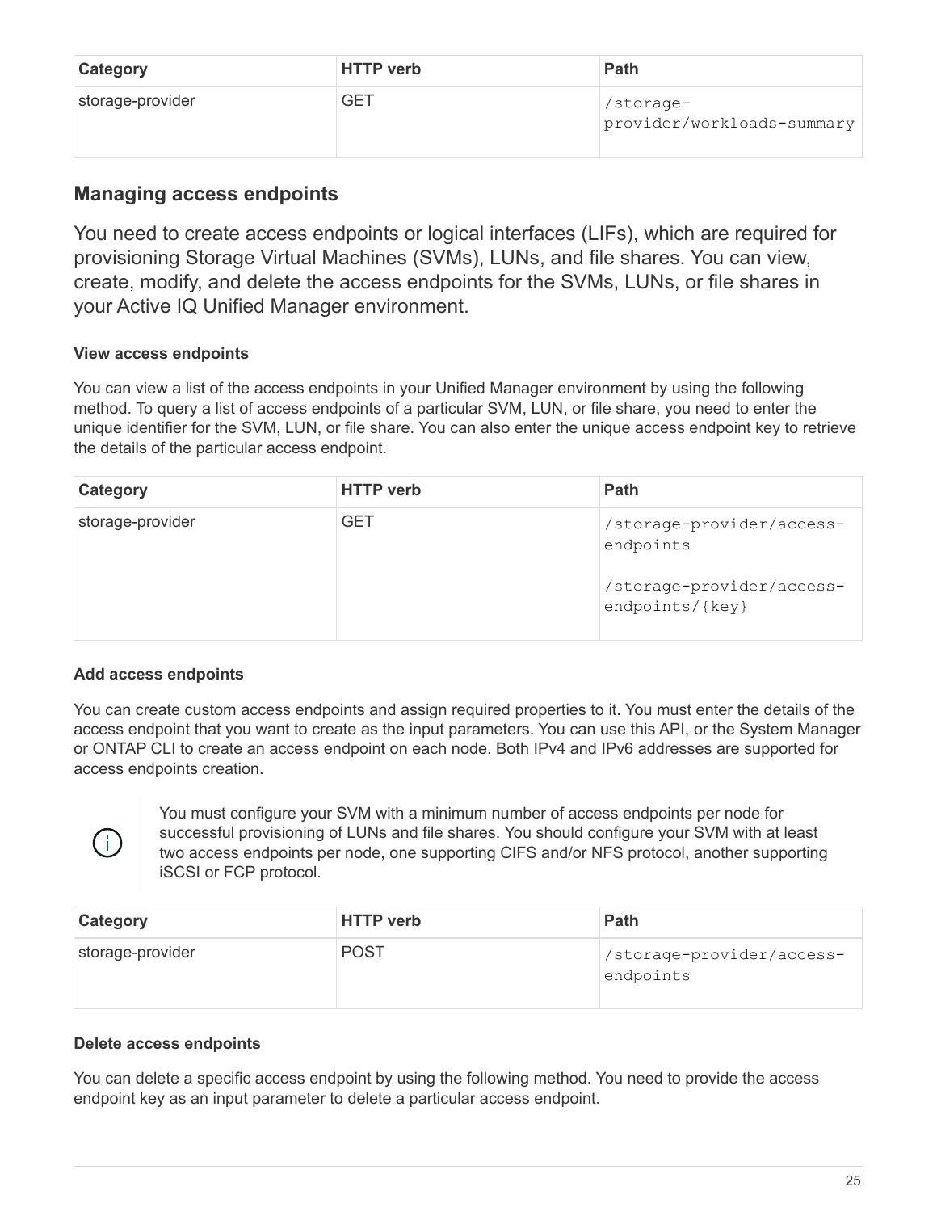| Category | HTTP verb | Path |
| --- | --- | --- |
| storage-provider | GET | `/storage-provider/workloads-summary` |

## Managing access endpoints

You need to create access endpoints or logical interfaces (LIFs), which are required for provisioning Storage Virtual Machines (SVMs), LUNs, and file shares. You can view, create, modify, and delete the access endpoints for the SVMs, LUNs, or file shares in your Active IQ Unified Manager environment.

#### View access endpoints

You can view a list of the access endpoints in your Unified Manager environment by using the following method. To query a list of access endpoints of a particular SVM, LUN, or file share, you need to enter the unique identifier for the SVM, LUN, or file share. You can also enter the unique access endpoint key to retrieve the details of the particular access endpoint.

| Category | HTTP verb | Path |
| --- | --- | --- |
| storage-provider | GET | `/storage-provider/access-endpoints`<br><br>`/storage-provider/access-endpoints/{key}` |

#### Add access endpoints

You can create custom access endpoints and assign required properties to it. You must enter the details of the access endpoint that you want to create as the input parameters. You can use this API, or the System Manager or ONTAP CLI to create an access endpoint on each node. Both IPv4 and IPv6 addresses are supported for access endpoints creation.

> You must configure your SVM with a minimum number of access endpoints per node for successful provisioning of LUNs and file shares. You should configure your SVM with at least two access endpoints per node, one supporting CIFS and/or NFS protocol, another supporting iSCSI or FCP protocol.

| Category | HTTP verb | Path |
| --- | --- | --- |
| storage-provider | POST | `/storage-provider/access-endpoints` |

#### Delete access endpoints

You can delete a specific access endpoint by using the following method. You need to provide the access endpoint key as an input parameter to delete a particular access endpoint.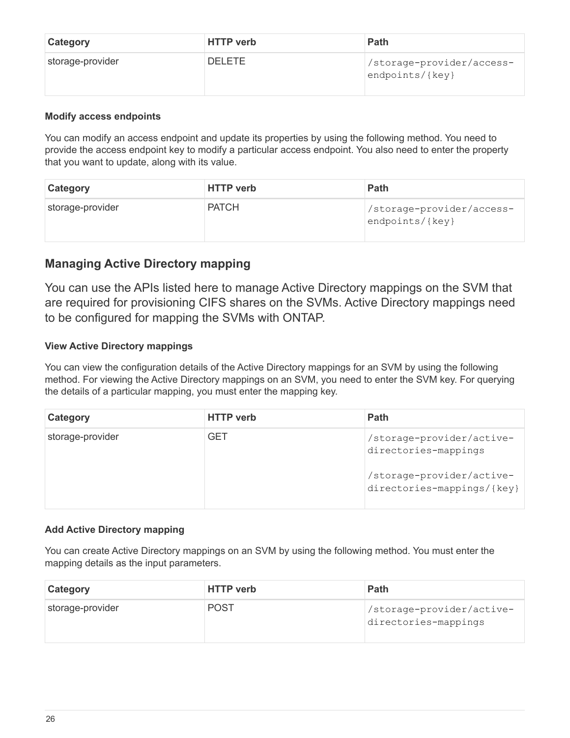| Category | HTTP verb | Path |
|---|---|---|
| storage-provider | DELETE | /storage-provider/access-endpoints/{key} |

#### Modify access endpoints

You can modify an access endpoint and update its properties by using the following method. You need to provide the access endpoint key to modify a particular access endpoint. You also need to enter the property that you want to update, along with its value.

| Category | HTTP verb | Path |
|---|---|---|
| storage-provider | PATCH | /storage-provider/access-endpoints/{key} |

### Managing Active Directory mapping

You can use the APIs listed here to manage Active Directory mappings on the SVM that are required for provisioning CIFS shares on the SVMs. Active Directory mappings need to be configured for mapping the SVMs with ONTAP.

#### View Active Directory mappings

You can view the configuration details of the Active Directory mappings for an SVM by using the following method. For viewing the Active Directory mappings on an SVM, you need to enter the SVM key. For querying the details of a particular mapping, you must enter the mapping key.

| Category | HTTP verb | Path |
|---|---|---|
| storage-provider | GET | /storage-provider/active-directories-mappings<br><br>/storage-provider/active-directories-mappings/{key} |

#### Add Active Directory mapping

You can create Active Directory mappings on an SVM by using the following method. You must enter the mapping details as the input parameters.

| Category | HTTP verb | Path |
|---|---|---|
| storage-provider | POST | /storage-provider/active-directories-mappings |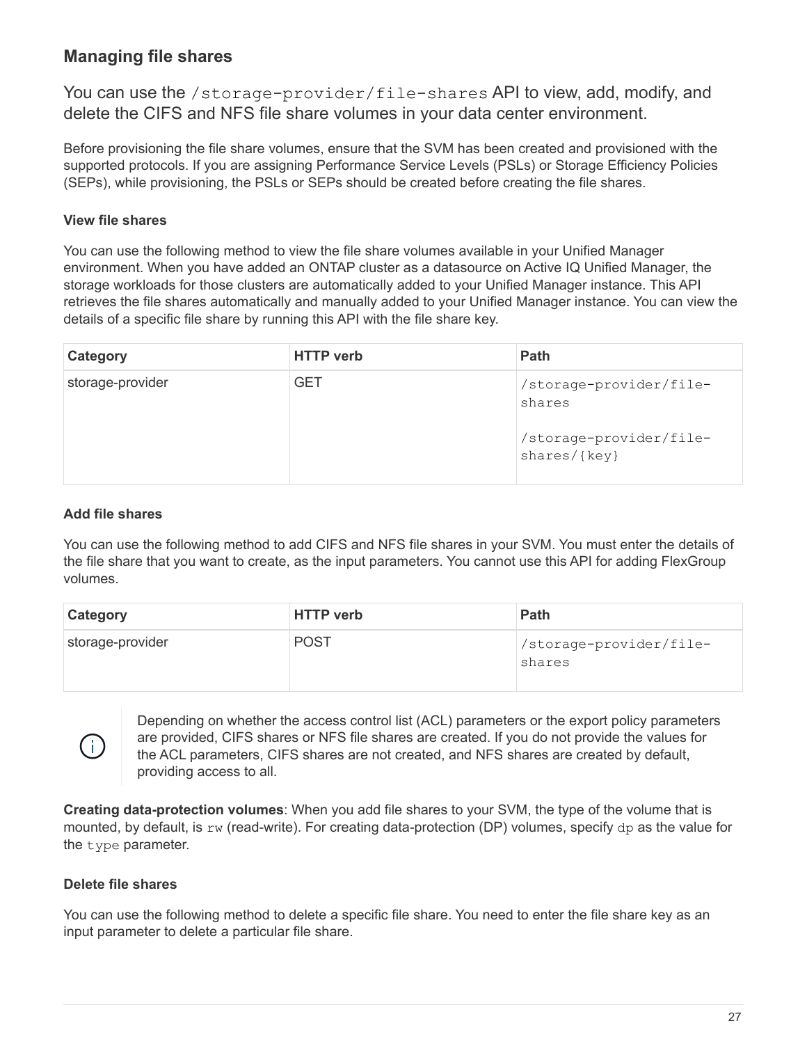## Managing file shares

You can use the `/storage-provider/file-shares` API to view, add, modify, and delete the CIFS and NFS file share volumes in your data center environment.

Before provisioning the file share volumes, ensure that the SVM has been created and provisioned with the supported protocols. If you are assigning Performance Service Levels (PSLs) or Storage Efficiency Policies (SEPs), while provisioning, the PSLs or SEPs should be created before creating the file shares.

### View file shares

You can use the following method to view the file share volumes available in your Unified Manager environment. When you have added an ONTAP cluster as a datasource on Active IQ Unified Manager, the storage workloads for those clusters are automatically added to your Unified Manager instance. This API retrieves the file shares automatically and manually added to your Unified Manager instance. You can view the details of a specific file share by running this API with the file share key.

| Category | HTTP verb | Path |
| --- | --- | --- |
| storage-provider | GET | `/storage-provider/file-shares`<br><br>`/storage-provider/file-shares/{key}` |

### Add file shares

You can use the following method to add CIFS and NFS file shares in your SVM. You must enter the details of the file share that you want to create, as the input parameters. You cannot use this API for adding FlexGroup volumes.

| Category | HTTP verb | Path |
| --- | --- | --- |
| storage-provider | POST | `/storage-provider/file-shares` |

> Depending on whether the access control list (ACL) parameters or the export policy parameters are provided, CIFS shares or NFS file shares are created. If you do not provide the values for the ACL parameters, CIFS shares are not created, and NFS shares are created by default, providing access to all.

**Creating data-protection volumes**: When you add file shares to your SVM, the type of the volume that is mounted, by default, is `rw` (read-write). For creating data-protection (DP) volumes, specify `dp` as the value for the `type` parameter.

### Delete file shares

You can use the following method to delete a specific file share. You need to enter the file share key as an input parameter to delete a particular file share.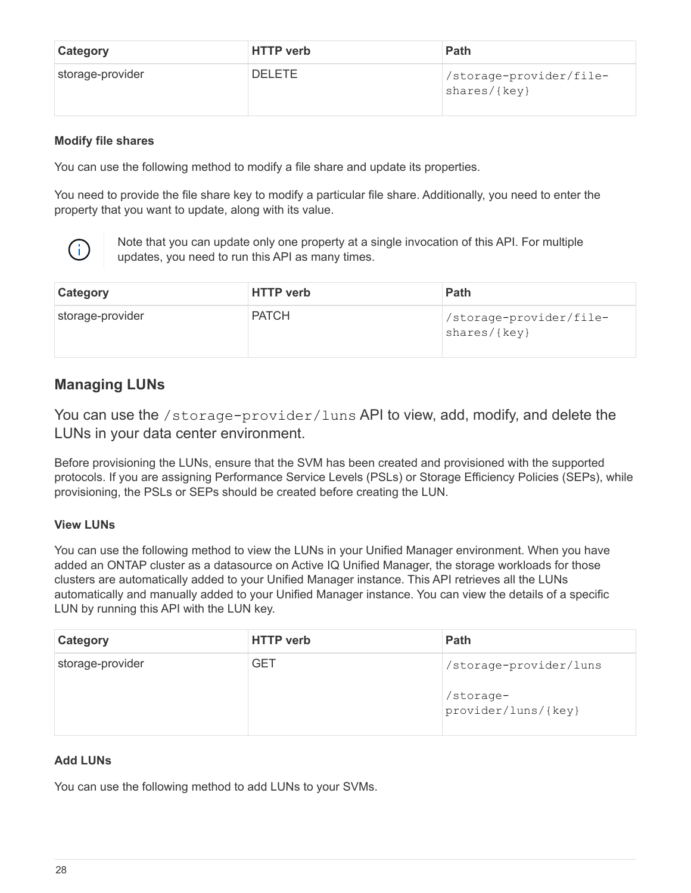| Category | HTTP verb | Path |
| --- | --- | --- |
| storage-provider | DELETE | `/storage-provider/file-shares/{key}` |

#### Modify file shares

You can use the following method to modify a file share and update its properties.

You need to provide the file share key to modify a particular file share. Additionally, you need to enter the property that you want to update, along with its value.

> Note that you can update only one property at a single invocation of this API. For multiple updates, you need to run this API as many times.

| Category | HTTP verb | Path |
| --- | --- | --- |
| storage-provider | PATCH | `/storage-provider/file-shares/{key}` |

## Managing LUNs

You can use the `/storage-provider/luns` API to view, add, modify, and delete the LUNs in your data center environment.

Before provisioning the LUNs, ensure that the SVM has been created and provisioned with the supported protocols. If you are assigning Performance Service Levels (PSLs) or Storage Efficiency Policies (SEPs), while provisioning, the PSLs or SEPs should be created before creating the LUN.

#### View LUNs

You can use the following method to view the LUNs in your Unified Manager environment. When you have added an ONTAP cluster as a datasource on Active IQ Unified Manager, the storage workloads for those clusters are automatically added to your Unified Manager instance. This API retrieves all the LUNs automatically and manually added to your Unified Manager instance. You can view the details of a specific LUN by running this API with the LUN key.

| Category | HTTP verb | Path |
| --- | --- | --- |
| storage-provider | GET | `/storage-provider/luns`<br><br>`/storage-provider/luns/{key}` |

#### Add LUNs

You can use the following method to add LUNs to your SVMs.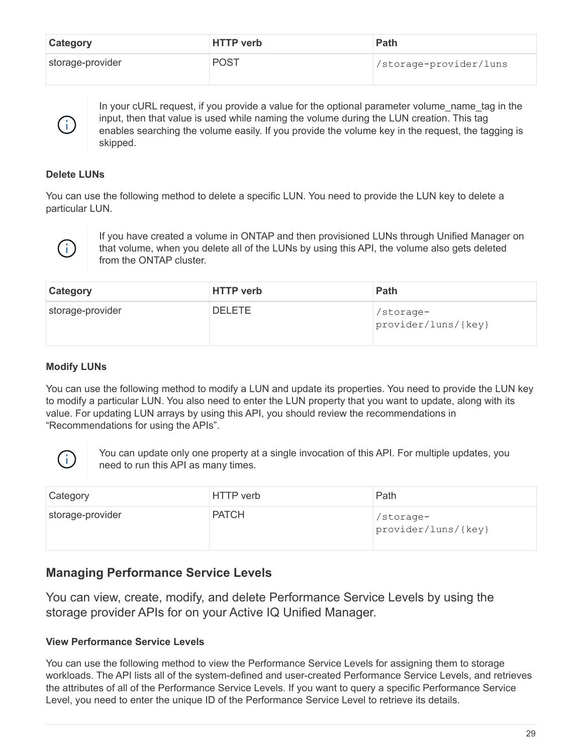| Category | HTTP verb | Path |
| --- | --- | --- |
| storage-provider | POST | `/storage-provider/luns` |

> In your cURL request, if you provide a value for the optional parameter volume_name_tag in the input, then that value is used while naming the volume during the LUN creation. This tag enables searching the volume easily. If you provide the volume key in the request, the tagging is skipped.

**Delete LUNs**

You can use the following method to delete a specific LUN. You need to provide the LUN key to delete a particular LUN.

> If you have created a volume in ONTAP and then provisioned LUNs through Unified Manager on that volume, when you delete all of the LUNs by using this API, the volume also gets deleted from the ONTAP cluster.

| Category | HTTP verb | Path |
| --- | --- | --- |
| storage-provider | DELETE | `/storage-provider/luns/{key}` |

**Modify LUNs**

You can use the following method to modify a LUN and update its properties. You need to provide the LUN key to modify a particular LUN. You also need to enter the LUN property that you want to update, along with its value. For updating LUN arrays by using this API, you should review the recommendations in “Recommendations for using the APIs”.

> You can update only one property at a single invocation of this API. For multiple updates, you need to run this API as many times.

| Category | HTTP verb | Path |
| --- | --- | --- |
| storage-provider | PATCH | `/storage-provider/luns/{key}` |

## Managing Performance Service Levels

You can view, create, modify, and delete Performance Service Levels by using the storage provider APIs for on your Active IQ Unified Manager.

**View Performance Service Levels**

You can use the following method to view the Performance Service Levels for assigning them to storage workloads. The API lists all of the system-defined and user-created Performance Service Levels, and retrieves the attributes of all of the Performance Service Levels. If you want to query a specific Performance Service Level, you need to enter the unique ID of the Performance Service Level to retrieve its details.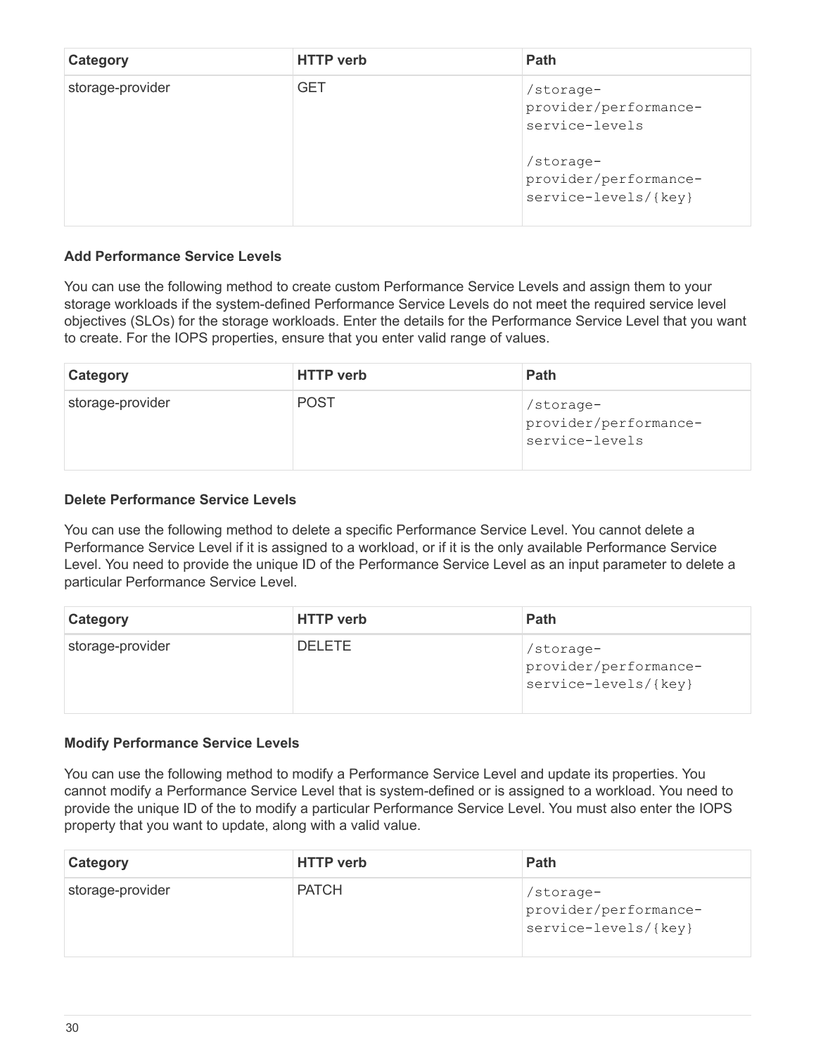| Category | HTTP verb | Path |
| --- | --- | --- |
| storage-provider | GET | `/storage-provider/performance-service-levels`<br><br>`/storage-provider/performance-service-levels/{key}` |

#### Add Performance Service Levels

You can use the following method to create custom Performance Service Levels and assign them to your storage workloads if the system-defined Performance Service Levels do not meet the required service level objectives (SLOs) for the storage workloads. Enter the details for the Performance Service Level that you want to create. For the IOPS properties, ensure that you enter valid range of values.

| Category | HTTP verb | Path |
| --- | --- | --- |
| storage-provider | POST | `/storage-provider/performance-service-levels` |

#### Delete Performance Service Levels

You can use the following method to delete a specific Performance Service Level. You cannot delete a Performance Service Level if it is assigned to a workload, or if it is the only available Performance Service Level. You need to provide the unique ID of the Performance Service Level as an input parameter to delete a particular Performance Service Level.

| Category | HTTP verb | Path |
| --- | --- | --- |
| storage-provider | DELETE | `/storage-provider/performance-service-levels/{key}` |

#### Modify Performance Service Levels

You can use the following method to modify a Performance Service Level and update its properties. You cannot modify a Performance Service Level that is system-defined or is assigned to a workload. You need to provide the unique ID of the to modify a particular Performance Service Level. You must also enter the IOPS property that you want to update, along with a valid value.

| Category | HTTP verb | Path |
| --- | --- | --- |
| storage-provider | PATCH | `/storage-provider/performance-service-levels/{key}` |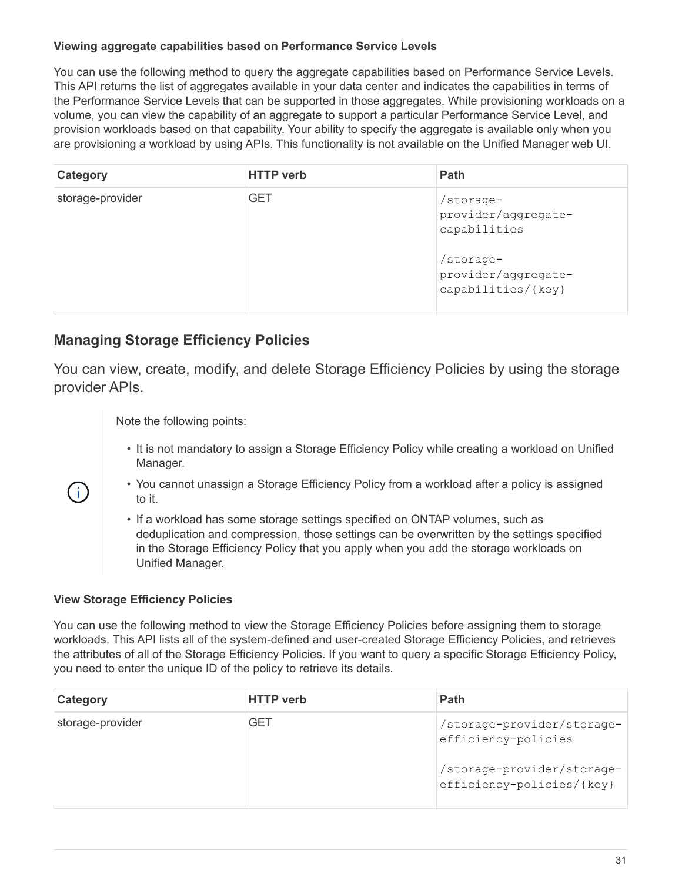#### Viewing aggregate capabilities based on Performance Service Levels

You can use the following method to query the aggregate capabilities based on Performance Service Levels. This API returns the list of aggregates available in your data center and indicates the capabilities in terms of the Performance Service Levels that can be supported in those aggregates. While provisioning workloads on a volume, you can view the capability of an aggregate to support a particular Performance Service Level, and provision workloads based on that capability. Your ability to specify the aggregate is available only when you are provisioning a workload by using APIs. This functionality is not available on the Unified Manager web UI.

| Category | HTTP verb | Path |
| --- | --- | --- |
| storage-provider | GET | `/storage-provider/aggregate-capabilities`<br><br>`/storage-provider/aggregate-capabilities/{key}` |

## Managing Storage Efficiency Policies

You can view, create, modify, and delete Storage Efficiency Policies by using the storage provider APIs.

Note the following points:

- It is not mandatory to assign a Storage Efficiency Policy while creating a workload on Unified Manager.
- You cannot unassign a Storage Efficiency Policy from a workload after a policy is assigned to it.
- If a workload has some storage settings specified on ONTAP volumes, such as deduplication and compression, those settings can be overwritten by the settings specified in the Storage Efficiency Policy that you apply when you add the storage workloads on Unified Manager.

#### View Storage Efficiency Policies

You can use the following method to view the Storage Efficiency Policies before assigning them to storage workloads. This API lists all of the system-defined and user-created Storage Efficiency Policies, and retrieves the attributes of all of the Storage Efficiency Policies. If you want to query a specific Storage Efficiency Policy, you need to enter the unique ID of the policy to retrieve its details.

| Category | HTTP verb | Path |
| --- | --- | --- |
| storage-provider | GET | `/storage-provider/storage-efficiency-policies`<br><br>`/storage-provider/storage-efficiency-policies/{key}` |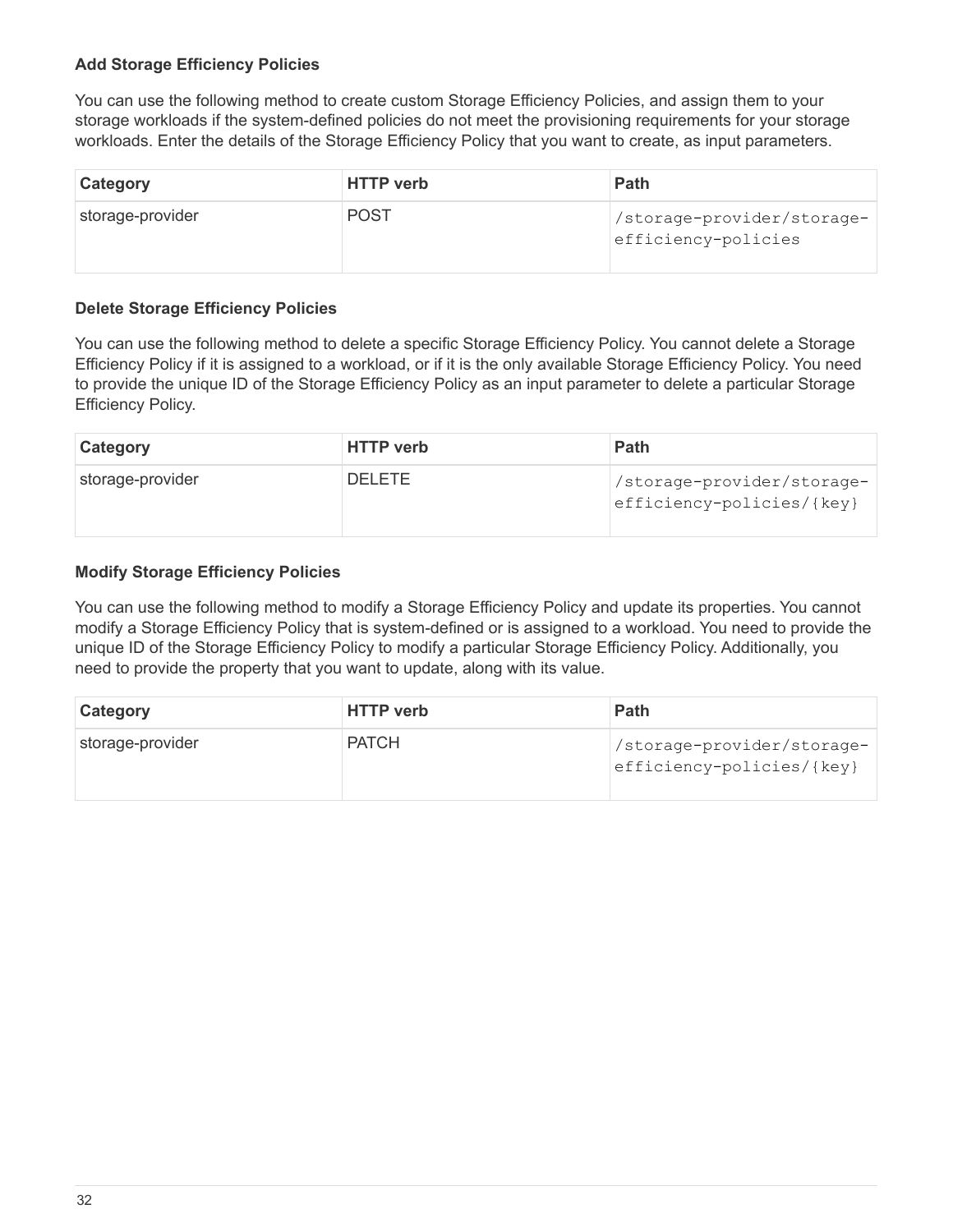#### Add Storage Efficiency Policies

You can use the following method to create custom Storage Efficiency Policies, and assign them to your storage workloads if the system-defined policies do not meet the provisioning requirements for your storage workloads. Enter the details of the Storage Efficiency Policy that you want to create, as input parameters.

| Category | HTTP verb | Path |
| --- | --- | --- |
| storage-provider | POST | `/storage-provider/storage-efficiency-policies` |

#### Delete Storage Efficiency Policies

You can use the following method to delete a specific Storage Efficiency Policy. You cannot delete a Storage Efficiency Policy if it is assigned to a workload, or if it is the only available Storage Efficiency Policy. You need to provide the unique ID of the Storage Efficiency Policy as an input parameter to delete a particular Storage Efficiency Policy.

| Category | HTTP verb | Path |
| --- | --- | --- |
| storage-provider | DELETE | `/storage-provider/storage-efficiency-policies/{key}` |

#### Modify Storage Efficiency Policies

You can use the following method to modify a Storage Efficiency Policy and update its properties. You cannot modify a Storage Efficiency Policy that is system-defined or is assigned to a workload. You need to provide the unique ID of the Storage Efficiency Policy to modify a particular Storage Efficiency Policy. Additionally, you need to provide the property that you want to update, along with its value.

| Category | HTTP verb | Path |
| --- | --- | --- |
| storage-provider | PATCH | `/storage-provider/storage-efficiency-policies/{key}` |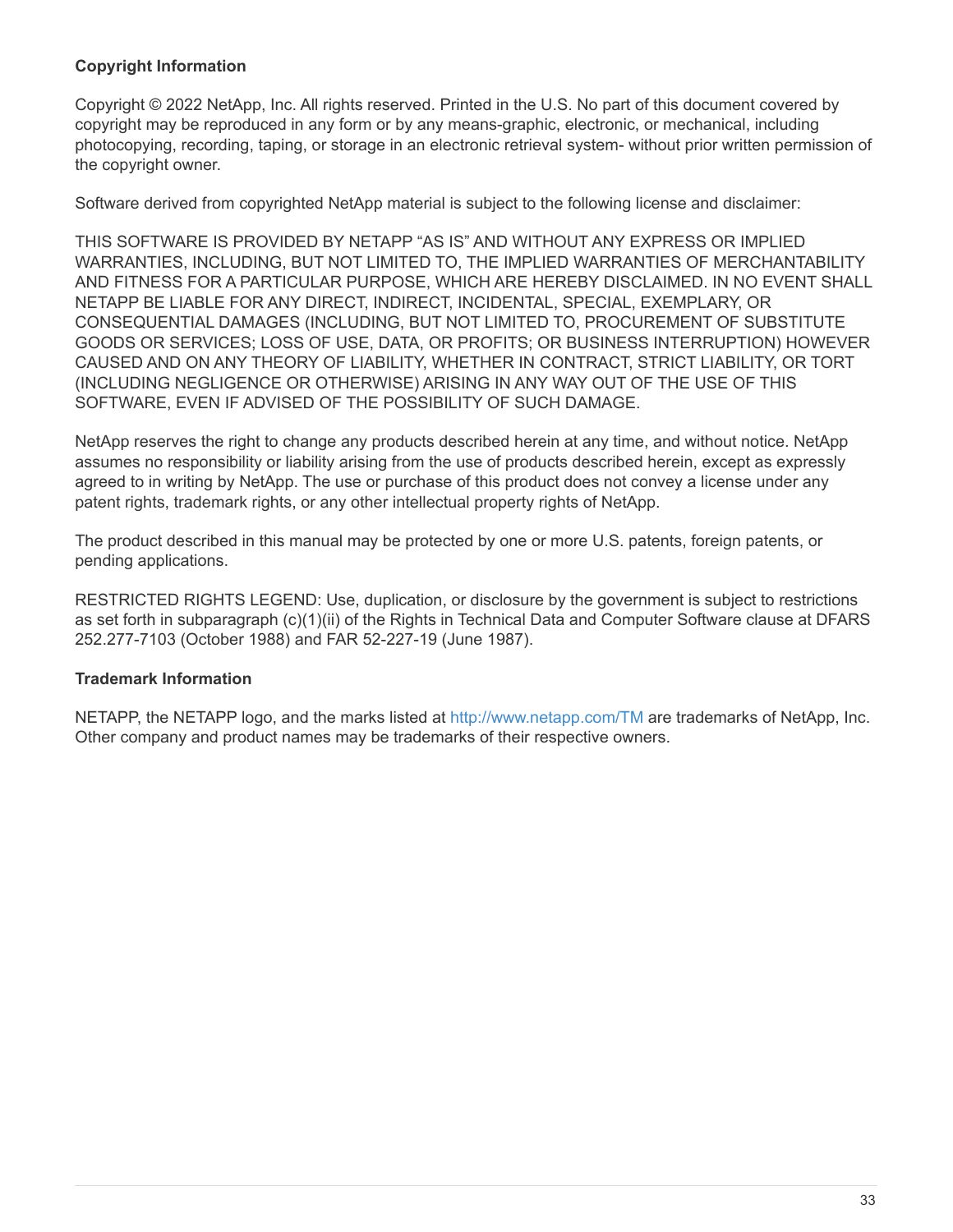### Copyright Information

Copyright © 2022 NetApp, Inc. All rights reserved. Printed in the U.S. No part of this document covered by copyright may be reproduced in any form or by any means-graphic, electronic, or mechanical, including photocopying, recording, taping, or storage in an electronic retrieval system- without prior written permission of the copyright owner.

Software derived from copyrighted NetApp material is subject to the following license and disclaimer:

THIS SOFTWARE IS PROVIDED BY NETAPP "AS IS" AND WITHOUT ANY EXPRESS OR IMPLIED WARRANTIES, INCLUDING, BUT NOT LIMITED TO, THE IMPLIED WARRANTIES OF MERCHANTABILITY AND FITNESS FOR A PARTICULAR PURPOSE, WHICH ARE HEREBY DISCLAIMED. IN NO EVENT SHALL NETAPP BE LIABLE FOR ANY DIRECT, INDIRECT, INCIDENTAL, SPECIAL, EXEMPLARY, OR CONSEQUENTIAL DAMAGES (INCLUDING, BUT NOT LIMITED TO, PROCUREMENT OF SUBSTITUTE GOODS OR SERVICES; LOSS OF USE, DATA, OR PROFITS; OR BUSINESS INTERRUPTION) HOWEVER CAUSED AND ON ANY THEORY OF LIABILITY, WHETHER IN CONTRACT, STRICT LIABILITY, OR TORT (INCLUDING NEGLIGENCE OR OTHERWISE) ARISING IN ANY WAY OUT OF THE USE OF THIS SOFTWARE, EVEN IF ADVISED OF THE POSSIBILITY OF SUCH DAMAGE.

NetApp reserves the right to change any products described herein at any time, and without notice. NetApp assumes no responsibility or liability arising from the use of products described herein, except as expressly agreed to in writing by NetApp. The use or purchase of this product does not convey a license under any patent rights, trademark rights, or any other intellectual property rights of NetApp.

The product described in this manual may be protected by one or more U.S. patents, foreign patents, or pending applications.

RESTRICTED RIGHTS LEGEND: Use, duplication, or disclosure by the government is subject to restrictions as set forth in subparagraph (c)(1)(ii) of the Rights in Technical Data and Computer Software clause at DFARS 252.277-7103 (October 1988) and FAR 52-227-19 (June 1987).

### Trademark Information

NETAPP, the NETAPP logo, and the marks listed at http://www.netapp.com/TM are trademarks of NetApp, Inc. Other company and product names may be trademarks of their respective owners.